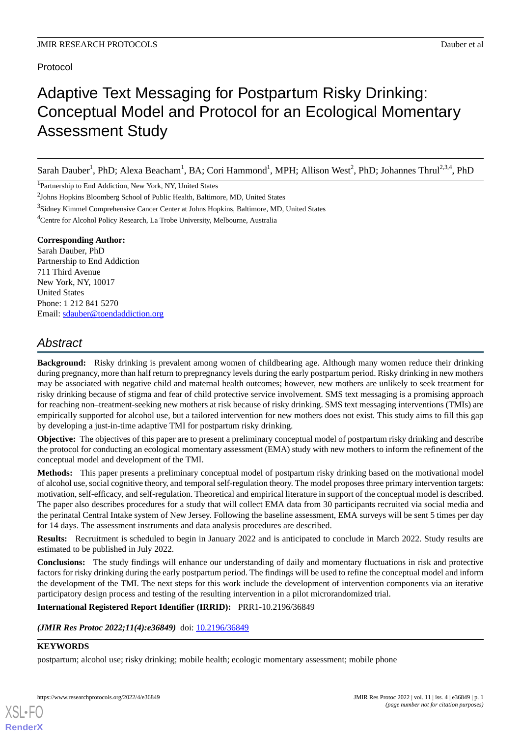Protocol

# Adaptive Text Messaging for Postpartum Risky Drinking: Conceptual Model and Protocol for an Ecological Momentary Assessment Study

Sarah Dauber[1], PhD; Alexa Beacham[1], BA; Cori Hammond[1], MPH; Allison West[2], PhD; Johannes Thrul[2,3,4], PhD

[1]Partnership to End Addiction, New York, NY, United States

[2]Johns Hopkins Bloomberg School of Public Health, Baltimore, MD, United States

[3]Sidney Kimmel Comprehensive Cancer Center at Johns Hopkins, Baltimore, MD, United States

[4]Centre for Alcohol Policy Research, La Trobe University, Melbourne, Australia

**Corresponding Author:**
Sarah Dauber, PhD
Partnership to End Addiction
711 Third Avenue
New York, NY, 10017
United States
Phone: 1 212 841 5270
Email: sdauber@toendaddiction.org

## Abstract

**Background:** Risky drinking is prevalent among women of childbearing age. Although many women reduce their drinking during pregnancy, more than half return to prepregnancy levels during the early postpartum period. Risky drinking in new mothers may be associated with negative child and maternal health outcomes; however, new mothers are unlikely to seek treatment for risky drinking because of stigma and fear of child protective service involvement. SMS text messaging is a promising approach for reaching non–treatment-seeking new mothers at risk because of risky drinking. SMS text messaging interventions (TMIs) are empirically supported for alcohol use, but a tailored intervention for new mothers does not exist. This study aims to fill this gap by developing a just-in-time adaptive TMI for postpartum risky drinking.

**Objective:** The objectives of this paper are to present a preliminary conceptual model of postpartum risky drinking and describe the protocol for conducting an ecological momentary assessment (EMA) study with new mothers to inform the refinement of the conceptual model and development of the TMI.

**Methods:** This paper presents a preliminary conceptual model of postpartum risky drinking based on the motivational model of alcohol use, social cognitive theory, and temporal self-regulation theory. The model proposes three primary intervention targets: motivation, self-efficacy, and self-regulation. Theoretical and empirical literature in support of the conceptual model is described. The paper also describes procedures for a study that will collect EMA data from 30 participants recruited via social media and the perinatal Central Intake system of New Jersey. Following the baseline assessment, EMA surveys will be sent 5 times per day for 14 days. The assessment instruments and data analysis procedures are described.

**Results:** Recruitment is scheduled to begin in January 2022 and is anticipated to conclude in March 2022. Study results are estimated to be published in July 2022.

**Conclusions:** The study findings will enhance our understanding of daily and momentary fluctuations in risk and protective factors for risky drinking during the early postpartum period. The findings will be used to refine the conceptual model and inform the development of the TMI. The next steps for this work include the development of intervention components via an iterative participatory design process and testing of the resulting intervention in a pilot microrandomized trial.

**International Registered Report Identifier (IRRID):** PRR1-10.2196/36849

***(JMIR Res Protoc 2022;11(4):e36849)*** doi: 10.2196/36849

**KEYWORDS**

postpartum; alcohol use; risky drinking; mobile health; ecologic momentary assessment; mobile phone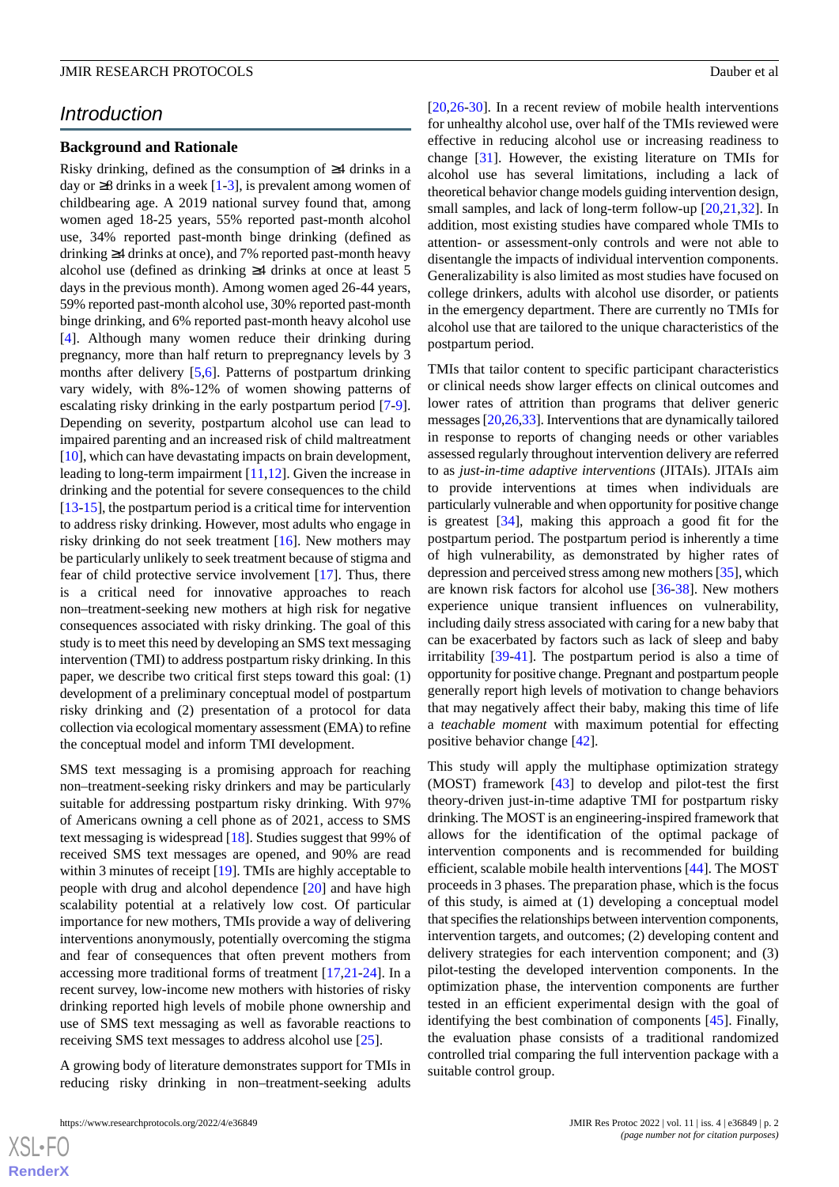## Introduction

### Background and Rationale

Risky drinking, defined as the consumption of ≥4 drinks in a day or ≥8 drinks in a week [1-3], is prevalent among women of childbearing age. A 2019 national survey found that, among women aged 18-25 years, 55% reported past-month alcohol use, 34% reported past-month binge drinking (defined as drinking ≥4 drinks at once), and 7% reported past-month heavy alcohol use (defined as drinking ≥4 drinks at once at least 5 days in the previous month). Among women aged 26-44 years, 59% reported past-month alcohol use, 30% reported past-month binge drinking, and 6% reported past-month heavy alcohol use [4]. Although many women reduce their drinking during pregnancy, more than half return to prepregnancy levels by 3 months after delivery [5,6]. Patterns of postpartum drinking vary widely, with 8%-12% of women showing patterns of escalating risky drinking in the early postpartum period [7-9]. Depending on severity, postpartum alcohol use can lead to impaired parenting and an increased risk of child maltreatment [10], which can have devastating impacts on brain development, leading to long-term impairment [11,12]. Given the increase in drinking and the potential for severe consequences to the child [13-15], the postpartum period is a critical time for intervention to address risky drinking. However, most adults who engage in risky drinking do not seek treatment [16]. New mothers may be particularly unlikely to seek treatment because of stigma and fear of child protective service involvement [17]. Thus, there is a critical need for innovative approaches to reach non–treatment-seeking new mothers at high risk for negative consequences associated with risky drinking. The goal of this study is to meet this need by developing an SMS text messaging intervention (TMI) to address postpartum risky drinking. In this paper, we describe two critical first steps toward this goal: (1) development of a preliminary conceptual model of postpartum risky drinking and (2) presentation of a protocol for data collection via ecological momentary assessment (EMA) to refine the conceptual model and inform TMI development.

SMS text messaging is a promising approach for reaching non–treatment-seeking risky drinkers and may be particularly suitable for addressing postpartum risky drinking. With 97% of Americans owning a cell phone as of 2021, access to SMS text messaging is widespread [18]. Studies suggest that 99% of received SMS text messages are opened, and 90% are read within 3 minutes of receipt [19]. TMIs are highly acceptable to people with drug and alcohol dependence [20] and have high scalability potential at a relatively low cost. Of particular importance for new mothers, TMIs provide a way of delivering interventions anonymously, potentially overcoming the stigma and fear of consequences that often prevent mothers from accessing more traditional forms of treatment [17,21-24]. In a recent survey, low-income new mothers with histories of risky drinking reported high levels of mobile phone ownership and use of SMS text messaging as well as favorable reactions to receiving SMS text messages to address alcohol use [25].

A growing body of literature demonstrates support for TMIs in reducing risky drinking in non–treatment-seeking adults [20,26-30]. In a recent review of mobile health interventions for unhealthy alcohol use, over half of the TMIs reviewed were effective in reducing alcohol use or increasing readiness to change [31]. However, the existing literature on TMIs for alcohol use has several limitations, including a lack of theoretical behavior change models guiding intervention design, small samples, and lack of long-term follow-up [20,21,32]. In addition, most existing studies have compared whole TMIs to attention- or assessment-only controls and were not able to disentangle the impacts of individual intervention components. Generalizability is also limited as most studies have focused on college drinkers, adults with alcohol use disorder, or patients in the emergency department. There are currently no TMIs for alcohol use that are tailored to the unique characteristics of the postpartum period.

TMIs that tailor content to specific participant characteristics or clinical needs show larger effects on clinical outcomes and lower rates of attrition than programs that deliver generic messages [20,26,33]. Interventions that are dynamically tailored in response to reports of changing needs or other variables assessed regularly throughout intervention delivery are referred to as *just-in-time adaptive interventions* (JITAIs). JITAIs aim to provide interventions at times when individuals are particularly vulnerable and when opportunity for positive change is greatest [34], making this approach a good fit for the postpartum period. The postpartum period is inherently a time of high vulnerability, as demonstrated by higher rates of depression and perceived stress among new mothers [35], which are known risk factors for alcohol use [36-38]. New mothers experience unique transient influences on vulnerability, including daily stress associated with caring for a new baby that can be exacerbated by factors such as lack of sleep and baby irritability [39-41]. The postpartum period is also a time of opportunity for positive change. Pregnant and postpartum people generally report high levels of motivation to change behaviors that may negatively affect their baby, making this time of life a *teachable moment* with maximum potential for effecting positive behavior change [42].

This study will apply the multiphase optimization strategy (MOST) framework [43] to develop and pilot-test the first theory-driven just-in-time adaptive TMI for postpartum risky drinking. The MOST is an engineering-inspired framework that allows for the identification of the optimal package of intervention components and is recommended for building efficient, scalable mobile health interventions [44]. The MOST proceeds in 3 phases. The preparation phase, which is the focus of this study, is aimed at (1) developing a conceptual model that specifies the relationships between intervention components, intervention targets, and outcomes; (2) developing content and delivery strategies for each intervention component; and (3) pilot-testing the developed intervention components. In the optimization phase, the intervention components are further tested in an efficient experimental design with the goal of identifying the best combination of components [45]. Finally, the evaluation phase consists of a traditional randomized controlled trial comparing the full intervention package with a suitable control group.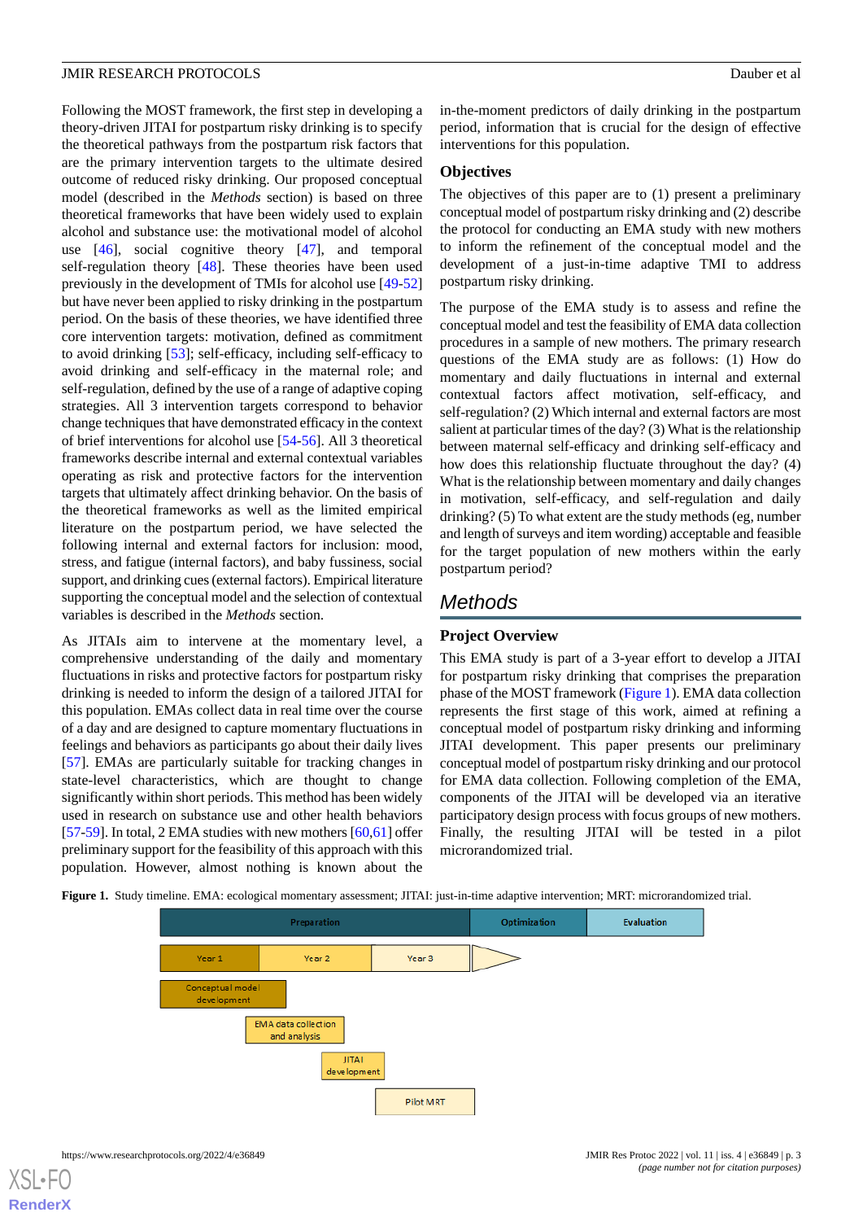Following the MOST framework, the first step in developing a theory-driven JITAI for postpartum risky drinking is to specify the theoretical pathways from the postpartum risk factors that are the primary intervention targets to the ultimate desired outcome of reduced risky drinking. Our proposed conceptual model (described in the *Methods* section) is based on three theoretical frameworks that have been widely used to explain alcohol and substance use: the motivational model of alcohol use [46], social cognitive theory [47], and temporal self-regulation theory [48]. These theories have been used previously in the development of TMIs for alcohol use [49-52] but have never been applied to risky drinking in the postpartum period. On the basis of these theories, we have identified three core intervention targets: motivation, defined as commitment to avoid drinking [53]; self-efficacy, including self-efficacy to avoid drinking and self-efficacy in the maternal role; and self-regulation, defined by the use of a range of adaptive coping strategies. All 3 intervention targets correspond to behavior change techniques that have demonstrated efficacy in the context of brief interventions for alcohol use [54-56]. All 3 theoretical frameworks describe internal and external contextual variables operating as risk and protective factors for the intervention targets that ultimately affect drinking behavior. On the basis of the theoretical frameworks as well as the limited empirical literature on the postpartum period, we have selected the following internal and external factors for inclusion: mood, stress, and fatigue (internal factors), and baby fussiness, social support, and drinking cues (external factors). Empirical literature supporting the conceptual model and the selection of contextual variables is described in the *Methods* section.

As JITAIs aim to intervene at the momentary level, a comprehensive understanding of the daily and momentary fluctuations in risks and protective factors for postpartum risky drinking is needed to inform the design of a tailored JITAI for this population. EMAs collect data in real time over the course of a day and are designed to capture momentary fluctuations in feelings and behaviors as participants go about their daily lives [57]. EMAs are particularly suitable for tracking changes in state-level characteristics, which are thought to change significantly within short periods. This method has been widely used in research on substance use and other health behaviors [57-59]. In total, 2 EMA studies with new mothers [60,61] offer preliminary support for the feasibility of this approach with this population. However, almost nothing is known about the in-the-moment predictors of daily drinking in the postpartum period, information that is crucial for the design of effective interventions for this population.

## Objectives

The objectives of this paper are to (1) present a preliminary conceptual model of postpartum risky drinking and (2) describe the protocol for conducting an EMA study with new mothers to inform the refinement of the conceptual model and the development of a just-in-time adaptive TMI to address postpartum risky drinking.

The purpose of the EMA study is to assess and refine the conceptual model and test the feasibility of EMA data collection procedures in a sample of new mothers. The primary research questions of the EMA study are as follows: (1) How do momentary and daily fluctuations in internal and external contextual factors affect motivation, self-efficacy, and self-regulation? (2) Which internal and external factors are most salient at particular times of the day? (3) What is the relationship between maternal self-efficacy and drinking self-efficacy and how does this relationship fluctuate throughout the day? (4) What is the relationship between momentary and daily changes in motivation, self-efficacy, and self-regulation and daily drinking? (5) To what extent are the study methods (eg, number and length of surveys and item wording) acceptable and feasible for the target population of new mothers within the early postpartum period?

# Methods

## Project Overview

This EMA study is part of a 3-year effort to develop a JITAI for postpartum risky drinking that comprises the preparation phase of the MOST framework (Figure 1). EMA data collection represents the first stage of this work, aimed at refining a conceptual model of postpartum risky drinking and informing JITAI development. This paper presents our preliminary conceptual model of postpartum risky drinking and our protocol for EMA data collection. Following completion of the EMA, components of the JITAI will be developed via an iterative participatory design process with focus groups of new mothers. Finally, the resulting JITAI will be tested in a pilot microrandomized trial.

**Figure 1.** Study timeline. EMA: ecological momentary assessment; JITAI: just-in-time adaptive intervention; MRT: microrandomized trial.

| Preparation | | | Optimization | Evaluation |
|---|---|---|---|---|
| Year 1 | Year 2 | Year 3 | | |
| Conceptual model development | | | | |
| | EMA data collection and analysis | | | |
| | JITAI development | | | |
| | | Pilot MRT | | |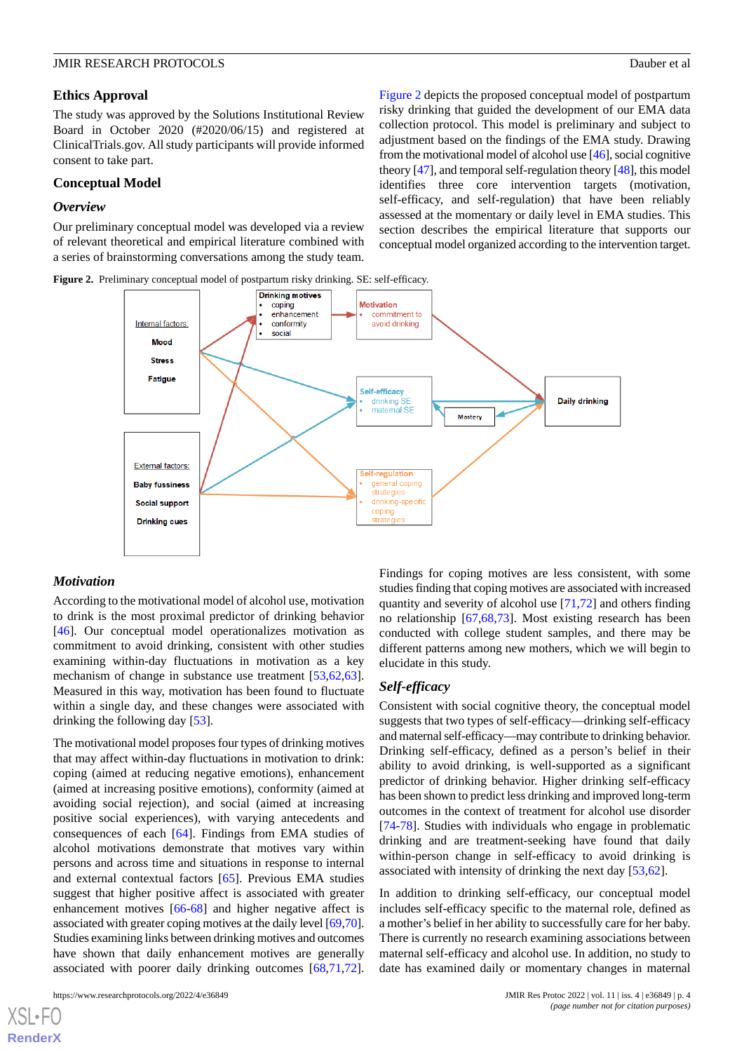## Ethics Approval

The study was approved by the Solutions Institutional Review Board in October 2020 (#2020/06/15) and registered at ClinicalTrials.gov. All study participants will provide informed consent to take part.

## Conceptual Model

### Overview

Our preliminary conceptual model was developed via a review of relevant theoretical and empirical literature combined with a series of brainstorming conversations among the study team.

Figure 2 depicts the proposed conceptual model of postpartum risky drinking that guided the development of our EMA data collection protocol. This model is preliminary and subject to adjustment based on the findings of the EMA study. Drawing from the motivational model of alcohol use [46], social cognitive theory [47], and temporal self-regulation theory [48], this model identifies three core intervention targets (motivation, self-efficacy, and self-regulation) that have been reliably assessed at the momentary or daily level in EMA studies. This section describes the empirical literature that supports our conceptual model organized according to the intervention target.

**Figure 2.** Preliminary conceptual model of postpartum risky drinking. SE: self-efficacy.

### Motivation

According to the motivational model of alcohol use, motivation to drink is the most proximal predictor of drinking behavior [46]. Our conceptual model operationalizes motivation as commitment to avoid drinking, consistent with other studies examining within-day fluctuations in motivation as a key mechanism of change in substance use treatment [53,62,63]. Measured in this way, motivation has been found to fluctuate within a single day, and these changes were associated with drinking the following day [53].

The motivational model proposes four types of drinking motives that may affect within-day fluctuations in motivation to drink: coping (aimed at reducing negative emotions), enhancement (aimed at increasing positive emotions), conformity (aimed at avoiding social rejection), and social (aimed at increasing positive social experiences), with varying antecedents and consequences of each [64]. Findings from EMA studies of alcohol motivations demonstrate that motives vary within persons and across time and situations in response to internal and external contextual factors [65]. Previous EMA studies suggest that higher positive affect is associated with greater enhancement motives [66-68] and higher negative affect is associated with greater coping motives at the daily level [69,70]. Studies examining links between drinking motives and outcomes have shown that daily enhancement motives are generally associated with poorer daily drinking outcomes [68,71,72]. Findings for coping motives are less consistent, with some studies finding that coping motives are associated with increased quantity and severity of alcohol use [71,72] and others finding no relationship [67,68,73]. Most existing research has been conducted with college student samples, and there may be different patterns among new mothers, which we will begin to elucidate in this study.

### Self-efficacy

Consistent with social cognitive theory, the conceptual model suggests that two types of self-efficacy—drinking self-efficacy and maternal self-efficacy—may contribute to drinking behavior. Drinking self-efficacy, defined as a person's belief in their ability to avoid drinking, is well-supported as a significant predictor of drinking behavior. Higher drinking self-efficacy has been shown to predict less drinking and improved long-term outcomes in the context of treatment for alcohol use disorder [74-78]. Studies with individuals who engage in problematic drinking and are treatment-seeking have found that daily within-person change in self-efficacy to avoid drinking is associated with intensity of drinking the next day [53,62].

In addition to drinking self-efficacy, our conceptual model includes self-efficacy specific to the maternal role, defined as a mother's belief in her ability to successfully care for her baby. There is currently no research examining associations between maternal self-efficacy and alcohol use. In addition, no study to date has examined daily or momentary changes in maternal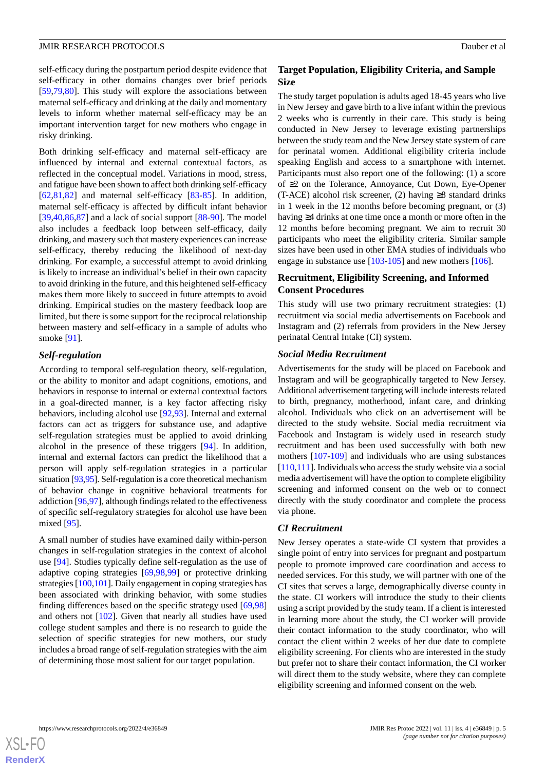self-efficacy during the postpartum period despite evidence that self-efficacy in other domains changes over brief periods [59,79,80]. This study will explore the associations between maternal self-efficacy and drinking at the daily and momentary levels to inform whether maternal self-efficacy may be an important intervention target for new mothers who engage in risky drinking.

Both drinking self-efficacy and maternal self-efficacy are influenced by internal and external contextual factors, as reflected in the conceptual model. Variations in mood, stress, and fatigue have been shown to affect both drinking self-efficacy [62,81,82] and maternal self-efficacy [83-85]. In addition, maternal self-efficacy is affected by difficult infant behavior [39,40,86,87] and a lack of social support [88-90]. The model also includes a feedback loop between self-efficacy, daily drinking, and mastery such that mastery experiences can increase self-efficacy, thereby reducing the likelihood of next-day drinking. For example, a successful attempt to avoid drinking is likely to increase an individual's belief in their own capacity to avoid drinking in the future, and this heightened self-efficacy makes them more likely to succeed in future attempts to avoid drinking. Empirical studies on the mastery feedback loop are limited, but there is some support for the reciprocal relationship between mastery and self-efficacy in a sample of adults who smoke [91].

### *Self-regulation*

According to temporal self-regulation theory, self-regulation, or the ability to monitor and adapt cognitions, emotions, and behaviors in response to internal or external contextual factors in a goal-directed manner, is a key factor affecting risky behaviors, including alcohol use [92,93]. Internal and external factors can act as triggers for substance use, and adaptive self-regulation strategies must be applied to avoid drinking alcohol in the presence of these triggers [94]. In addition, internal and external factors can predict the likelihood that a person will apply self-regulation strategies in a particular situation [93,95]. Self-regulation is a core theoretical mechanism of behavior change in cognitive behavioral treatments for addiction [96,97], although findings related to the effectiveness of specific self-regulatory strategies for alcohol use have been mixed [95].

A small number of studies have examined daily within-person changes in self-regulation strategies in the context of alcohol use [94]. Studies typically define self-regulation as the use of adaptive coping strategies [69,98,99] or protective drinking strategies [100,101]. Daily engagement in coping strategies has been associated with drinking behavior, with some studies finding differences based on the specific strategy used [69,98] and others not [102]. Given that nearly all studies have used college student samples and there is no research to guide the selection of specific strategies for new mothers, our study includes a broad range of self-regulation strategies with the aim of determining those most salient for our target population.

## Target Population, Eligibility Criteria, and Sample Size

The study target population is adults aged 18-45 years who live in New Jersey and gave birth to a live infant within the previous 2 weeks who is currently in their care. This study is being conducted in New Jersey to leverage existing partnerships between the study team and the New Jersey state system of care for perinatal women. Additional eligibility criteria include speaking English and access to a smartphone with internet. Participants must also report one of the following: (1) a score of ≥2 on the Tolerance, Annoyance, Cut Down, Eye-Opener (T-ACE) alcohol risk screener, (2) having ≥8 standard drinks in 1 week in the 12 months before becoming pregnant, or (3) having ≥4 drinks at one time once a month or more often in the 12 months before becoming pregnant. We aim to recruit 30 participants who meet the eligibility criteria. Similar sample sizes have been used in other EMA studies of individuals who engage in substance use [103-105] and new mothers [106].

## Recruitment, Eligibility Screening, and Informed Consent Procedures

This study will use two primary recruitment strategies: (1) recruitment via social media advertisements on Facebook and Instagram and (2) referrals from providers in the New Jersey perinatal Central Intake (CI) system.

### *Social Media Recruitment*

Advertisements for the study will be placed on Facebook and Instagram and will be geographically targeted to New Jersey. Additional advertisement targeting will include interests related to birth, pregnancy, motherhood, infant care, and drinking alcohol. Individuals who click on an advertisement will be directed to the study website. Social media recruitment via Facebook and Instagram is widely used in research study recruitment and has been used successfully with both new mothers [107-109] and individuals who are using substances [110,111]. Individuals who access the study website via a social media advertisement will have the option to complete eligibility screening and informed consent on the web or to connect directly with the study coordinator and complete the process via phone.

### *CI Recruitment*

New Jersey operates a state-wide CI system that provides a single point of entry into services for pregnant and postpartum people to promote improved care coordination and access to needed services. For this study, we will partner with one of the CI sites that serves a large, demographically diverse county in the state. CI workers will introduce the study to their clients using a script provided by the study team. If a client is interested in learning more about the study, the CI worker will provide their contact information to the study coordinator, who will contact the client within 2 weeks of her due date to complete eligibility screening. For clients who are interested in the study but prefer not to share their contact information, the CI worker will direct them to the study website, where they can complete eligibility screening and informed consent on the web.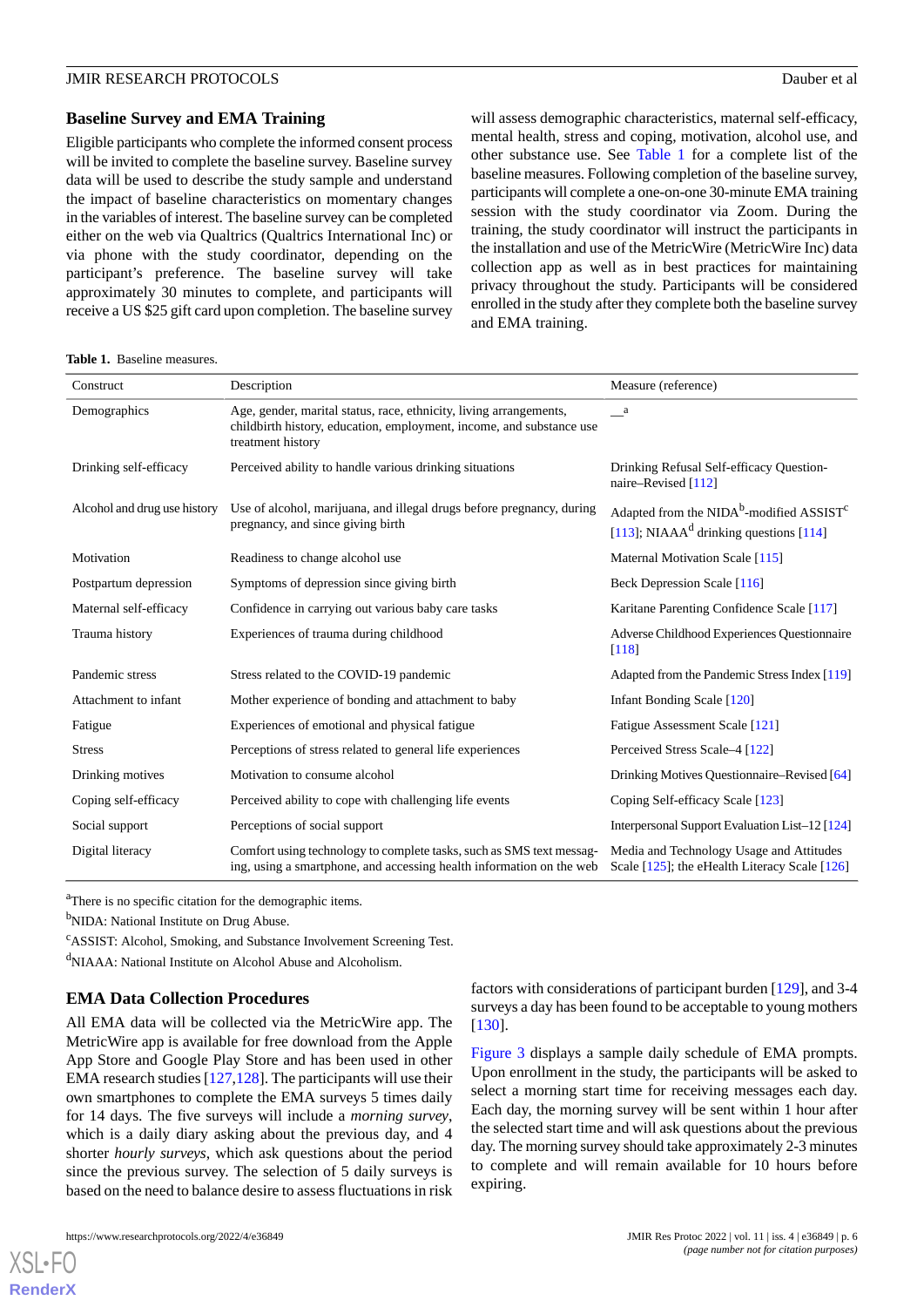## Baseline Survey and EMA Training

Eligible participants who complete the informed consent process will be invited to complete the baseline survey. Baseline survey data will be used to describe the study sample and understand the impact of baseline characteristics on momentary changes in the variables of interest. The baseline survey can be completed either on the web via Qualtrics (Qualtrics International Inc) or via phone with the study coordinator, depending on the participant's preference. The baseline survey will take approximately 30 minutes to complete, and participants will receive a US $25 gift card upon completion. The baseline survey will assess demographic characteristics, maternal self-efficacy, mental health, stress and coping, motivation, alcohol use, and other substance use. See Table 1 for a complete list of the baseline measures. Following completion of the baseline survey, participants will complete a one-on-one 30-minute EMA training session with the study coordinator via Zoom. During the training, the study coordinator will instruct the participants in the installation and use of the MetricWire (MetricWire Inc) data collection app as well as in best practices for maintaining privacy throughout the study. Participants will be considered enrolled in the study after they complete both the baseline survey and EMA training.

**Table 1.** Baseline measures.

| Construct | Description | Measure (reference) |
| --- | --- | --- |
| Demographics | Age, gender, marital status, race, ethnicity, living arrangements, childbirth history, education, employment, income, and substance use treatment history | —[a] |
| Drinking self-efficacy | Perceived ability to handle various drinking situations | Drinking Refusal Self-efficacy Questionnaire–Revised [112] |
| Alcohol and drug use history | Use of alcohol, marijuana, and illegal drugs before pregnancy, during pregnancy, and since giving birth | Adapted from the NIDA[b]-modified ASSIST[c] [113]; NIAAA[d] drinking questions [114] |
| Motivation | Readiness to change alcohol use | Maternal Motivation Scale [115] |
| Postpartum depression | Symptoms of depression since giving birth | Beck Depression Scale [116] |
| Maternal self-efficacy | Confidence in carrying out various baby care tasks | Karitane Parenting Confidence Scale [117] |
| Trauma history | Experiences of trauma during childhood | Adverse Childhood Experiences Questionnaire [118] |
| Pandemic stress | Stress related to the COVID-19 pandemic | Adapted from the Pandemic Stress Index [119] |
| Attachment to infant | Mother experience of bonding and attachment to baby | Infant Bonding Scale [120] |
| Fatigue | Experiences of emotional and physical fatigue | Fatigue Assessment Scale [121] |
| Stress | Perceptions of stress related to general life experiences | Perceived Stress Scale–4 [122] |
| Drinking motives | Motivation to consume alcohol | Drinking Motives Questionnaire–Revised [64] |
| Coping self-efficacy | Perceived ability to cope with challenging life events | Coping Self-efficacy Scale [123] |
| Social support | Perceptions of social support | Interpersonal Support Evaluation List–12 [124] |
| Digital literacy | Comfort using technology to complete tasks, such as SMS text messaging, using a smartphone, and accessing health information on the web | Media and Technology Usage and Attitudes Scale [125]; the eHealth Literacy Scale [126] |

[a]There is no specific citation for the demographic items.

[b]NIDA: National Institute on Drug Abuse.

[c]ASSIST: Alcohol, Smoking, and Substance Involvement Screening Test.

[d]NIAAA: National Institute on Alcohol Abuse and Alcoholism.

## EMA Data Collection Procedures

All EMA data will be collected via the MetricWire app. The MetricWire app is available for free download from the Apple App Store and Google Play Store and has been used in other EMA research studies [127,128]. The participants will use their own smartphones to complete the EMA surveys 5 times daily for 14 days. The five surveys will include a *morning survey*, which is a daily diary asking about the previous day, and 4 shorter *hourly surveys*, which ask questions about the period since the previous survey. The selection of 5 daily surveys is based on the need to balance desire to assess fluctuations in risk factors with considerations of participant burden [129], and 3-4 surveys a day has been found to be acceptable to young mothers [130].

Figure 3 displays a sample daily schedule of EMA prompts. Upon enrollment in the study, the participants will be asked to select a morning start time for receiving messages each day. Each day, the morning survey will be sent within 1 hour after the selected start time and will ask questions about the previous day. The morning survey should take approximately 2-3 minutes to complete and will remain available for 10 hours before expiring.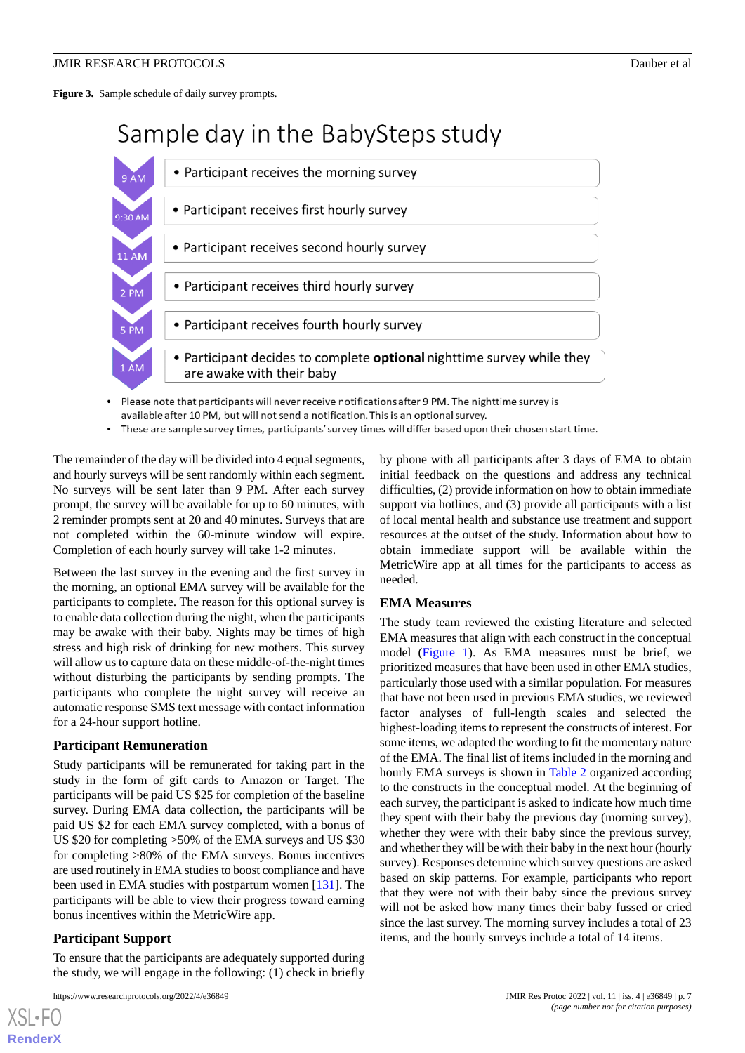**Figure 3.** Sample schedule of daily survey prompts.

The remainder of the day will be divided into 4 equal segments, and hourly surveys will be sent randomly within each segment. No surveys will be sent later than 9 PM. After each survey prompt, the survey will be available for up to 60 minutes, with 2 reminder prompts sent at 20 and 40 minutes. Surveys that are not completed within the 60-minute window will expire. Completion of each hourly survey will take 1-2 minutes.

Between the last survey in the evening and the first survey in the morning, an optional EMA survey will be available for the participants to complete. The reason for this optional survey is to enable data collection during the night, when the participants may be awake with their baby. Nights may be times of high stress and high risk of drinking for new mothers. This survey will allow us to capture data on these middle-of-the-night times without disturbing the participants by sending prompts. The participants who complete the night survey will receive an automatic response SMS text message with contact information for a 24-hour support hotline.

### Participant Remuneration

Study participants will be remunerated for taking part in the study in the form of gift cards to Amazon or Target. The participants will be paid US $25 for completion of the baseline survey. During EMA data collection, the participants will be paid US $2 for each EMA survey completed, with a bonus of US $20 for completing >50% of the EMA surveys and US $30 for completing >80% of the EMA surveys. Bonus incentives are used routinely in EMA studies to boost compliance and have been used in EMA studies with postpartum women [131]. The participants will be able to view their progress toward earning bonus incentives within the MetricWire app.

### Participant Support

To ensure that the participants are adequately supported during the study, we will engage in the following: (1) check in briefly by phone with all participants after 3 days of EMA to obtain initial feedback on the questions and address any technical difficulties, (2) provide information on how to obtain immediate support via hotlines, and (3) provide all participants with a list of local mental health and substance use treatment and support resources at the outset of the study. Information about how to obtain immediate support will be available within the MetricWire app at all times for the participants to access as needed.

### EMA Measures

The study team reviewed the existing literature and selected EMA measures that align with each construct in the conceptual model (Figure 1). As EMA measures must be brief, we prioritized measures that have been used in other EMA studies, particularly those used with a similar population. For measures that have not been used in previous EMA studies, we reviewed factor analyses of full-length scales and selected the highest-loading items to represent the constructs of interest. For some items, we adapted the wording to fit the momentary nature of the EMA. The final list of items included in the morning and hourly EMA surveys is shown in Table 2 organized according to the constructs in the conceptual model. At the beginning of each survey, the participant is asked to indicate how much time they spent with their baby the previous day (morning survey), whether they were with their baby since the previous survey, and whether they will be with their baby in the next hour (hourly survey). Responses determine which survey questions are asked based on skip patterns. For example, participants who report that they were not with their baby since the previous survey will not be asked how many times their baby fussed or cried since the last survey. The morning survey includes a total of 23 items, and the hourly surveys include a total of 14 items.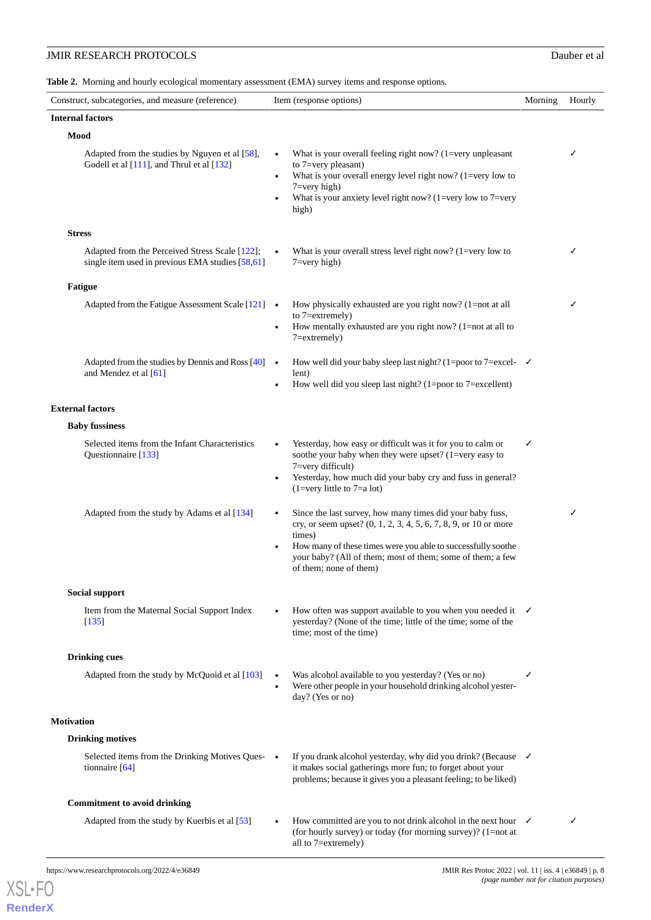**Table 2.** Morning and hourly ecological momentary assessment (EMA) survey items and response options.

| Construct, subcategories, and measure (reference) | Item (response options) | Morning | Hourly |
|---|---|---|---|
| **Internal factors** | | | |
| **Mood** | | | |
| Adapted from the studies by Nguyen et al [58], Godell et al [111], and Thrul et al [132] | • What is your overall feeling right now? (1=very unpleasant to 7=very pleasant)<br>• What is your overall energy level right now? (1=very low to 7=very high)<br>• What is your anxiety level right now? (1=very low to 7=very high) | | ✓ |
| **Stress** | | | |
| Adapted from the Perceived Stress Scale [122]; single item used in previous EMA studies [58,61] | • What is your overall stress level right now? (1=very low to 7=very high) | | ✓ |
| **Fatigue** | | | |
| Adapted from the Fatigue Assessment Scale [121] | • How physically exhausted are you right now? (1=not at all to 7=extremely)<br>• How mentally exhausted are you right now? (1=not at all to 7=extremely) | | ✓ |
| Adapted from the studies by Dennis and Ross [40] and Mendez et al [61] | • How well did your baby sleep last night? (1=poor to 7=excellent)<br>• How well did you sleep last night? (1=poor to 7=excellent) | ✓ | |
| **External factors** | | | |
| **Baby fussiness** | | | |
| Selected items from the Infant Characteristics Questionnaire [133] | • Yesterday, how easy or difficult was it for you to calm or soothe your baby when they were upset? (1=very easy to 7=very difficult)<br>• Yesterday, how much did your baby cry and fuss in general? (1=very little to 7=a lot) | ✓ | |
| Adapted from the study by Adams et al [134] | • Since the last survey, how many times did your baby fuss, cry, or seem upset? (0, 1, 2, 3, 4, 5, 6, 7, 8, 9, or 10 or more times)<br>• How many of these times were you able to successfully soothe your baby? (All of them; most of them; some of them; a few of them; none of them) | | ✓ |
| **Social support** | | | |
| Item from the Maternal Social Support Index [135] | • How often was support available to you when you needed it yesterday? (None of the time; little of the time; some of the time; most of the time) | ✓ | |
| **Drinking cues** | | | |
| Adapted from the study by McQuoid et al [103] | • Was alcohol available to you yesterday? (Yes or no)<br>• Were other people in your household drinking alcohol yesterday? (Yes or no) | ✓ | |
| **Motivation** | | | |
| **Drinking motives** | | | |
| Selected items from the Drinking Motives Questionnaire [64] | • If you drank alcohol yesterday, why did you drink? (Because it makes social gatherings more fun; to forget about your problems; because it gives you a pleasant feeling; to be liked) | ✓ | |
| **Commitment to avoid drinking** | | | |
| Adapted from the study by Kuerbis et al [53] | • How committed are you to not drink alcohol in the next hour (for hourly survey) or today (for morning survey)? (1=not at all to 7=extremely) | ✓ | ✓ |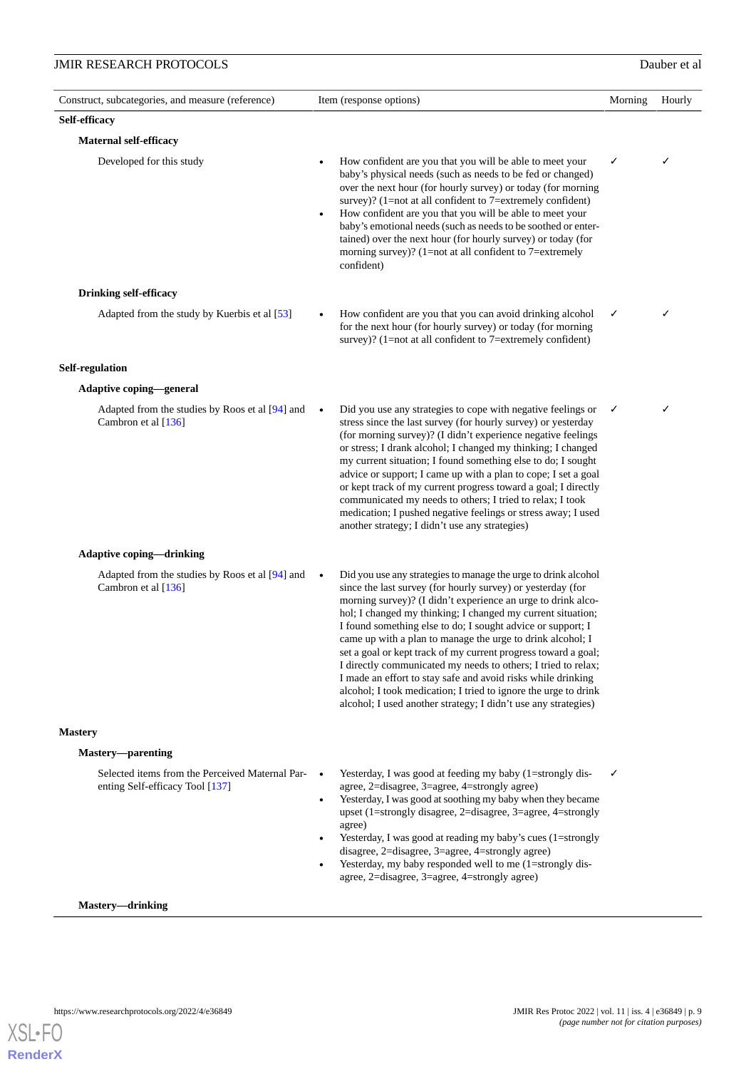| Construct, subcategories, and measure (reference) | Item (response options) | Morning | Hourly |
|---|---|---|---|
| **Self-efficacy** | | | |
| **Maternal self-efficacy** | | | |
| Developed for this study | • How confident are you that you will be able to meet your baby's physical needs (such as needs to be fed or changed) over the next hour (for hourly survey) or today (for morning survey)? (1=not at all confident to 7=extremely confident)<br>• How confident are you that you will be able to meet your baby's emotional needs (such as needs to be soothed or entertained) over the next hour (for hourly survey) or today (for morning survey)? (1=not at all confident to 7=extremely confident) | ✓ | ✓ |
| **Drinking self-efficacy** | | | |
| Adapted from the study by Kuerbis et al [53] | • How confident are you that you can avoid drinking alcohol for the next hour (for hourly survey) or today (for morning survey)? (1=not at all confident to 7=extremely confident) | ✓ | ✓ |
| **Self-regulation** | | | |
| **Adaptive coping—general** | | | |
| Adapted from the studies by Roos et al [94] and Cambron et al [136] | • Did you use any strategies to cope with negative feelings or stress since the last survey (for hourly survey) or yesterday (for morning survey)? (I didn't experience negative feelings or stress; I drank alcohol; I changed my thinking; I changed my current situation; I found something else to do; I sought advice or support; I came up with a plan to cope; I set a goal or kept track of my current progress toward a goal; I directly communicated my needs to others; I tried to relax; I took medication; I pushed negative feelings or stress away; I used another strategy; I didn't use any strategies) | ✓ | ✓ |
| **Adaptive coping—drinking** | | | |
| Adapted from the studies by Roos et al [94] and Cambron et al [136] | • Did you use any strategies to manage the urge to drink alcohol since the last survey (for hourly survey) or yesterday (for morning survey)? (I didn't experience an urge to drink alcohol; I changed my thinking; I changed my current situation; I found something else to do; I sought advice or support; I came up with a plan to manage the urge to drink alcohol; I set a goal or kept track of my current progress toward a goal; I directly communicated my needs to others; I tried to relax; I made an effort to stay safe and avoid risks while drinking alcohol; I took medication; I tried to ignore the urge to drink alcohol; I used another strategy; I didn't use any strategies) | | |
| **Mastery** | | | |
| **Mastery—parenting** | | | |
| Selected items from the Perceived Maternal Parenting Self-efficacy Tool [137] | • Yesterday, I was good at feeding my baby (1=strongly disagree, 2=disagree, 3=agree, 4=strongly agree)<br>• Yesterday, I was good at soothing my baby when they became upset (1=strongly disagree, 2=disagree, 3=agree, 4=strongly agree)<br>• Yesterday, I was good at reading my baby's cues (1=strongly disagree, 2=disagree, 3=agree, 4=strongly agree)<br>• Yesterday, my baby responded well to me (1=strongly disagree, 2=disagree, 3=agree, 4=strongly agree) | ✓ | |
| **Mastery—drinking** | | | |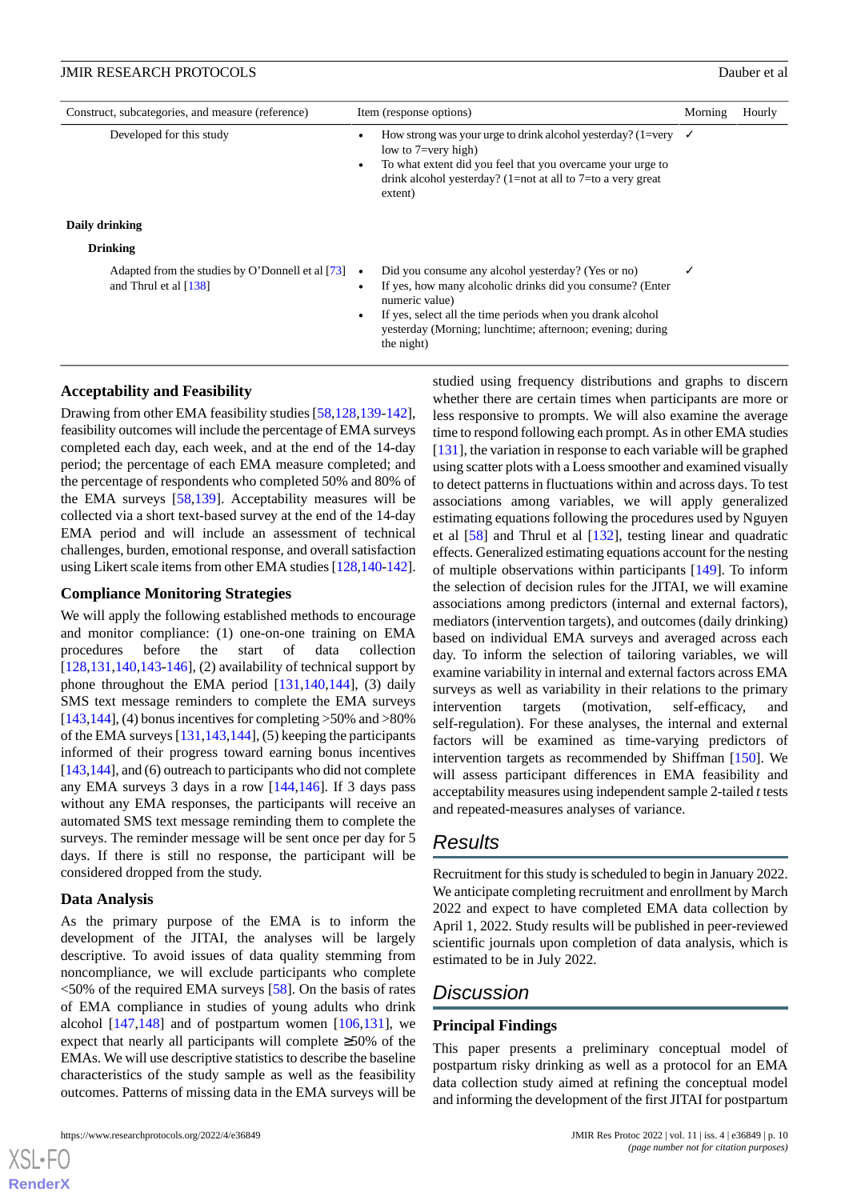| Construct, subcategories, and measure (reference) | Item (response options) | Morning | Hourly |
|---|---|---|---|
| Developed for this study | • How strong was your urge to drink alcohol yesterday? (1=very low to 7=very high)<br>• To what extent did you feel that you overcame your urge to drink alcohol yesterday? (1=not at all to 7=to a very great extent) | ✓ | |
| **Daily drinking** | | | |
| **Drinking** | | | |
| Adapted from the studies by O'Donnell et al [73] and Thrul et al [138] | • Did you consume any alcohol yesterday? (Yes or no)<br>• If yes, how many alcoholic drinks did you consume? (Enter numeric value)<br>• If yes, select all the time periods when you drank alcohol yesterday (Morning; lunchtime; afternoon; evening; during the night) | ✓ | |

### Acceptability and Feasibility

Drawing from other EMA feasibility studies [58,128,139-142], feasibility outcomes will include the percentage of EMA surveys completed each day, each week, and at the end of the 14-day period; the percentage of each EMA measure completed; and the percentage of respondents who completed 50% and 80% of the EMA surveys [58,139]. Acceptability measures will be collected via a short text-based survey at the end of the 14-day EMA period and will include an assessment of technical challenges, burden, emotional response, and overall satisfaction using Likert scale items from other EMA studies [128,140-142].

### Compliance Monitoring Strategies

We will apply the following established methods to encourage and monitor compliance: (1) one-on-one training on EMA procedures before the start of data collection [128,131,140,143-146], (2) availability of technical support by phone throughout the EMA period [131,140,144], (3) daily SMS text message reminders to complete the EMA surveys [143,144], (4) bonus incentives for completing >50% and >80% of the EMA surveys [131,143,144], (5) keeping the participants informed of their progress toward earning bonus incentives [143,144], and (6) outreach to participants who did not complete any EMA surveys 3 days in a row [144,146]. If 3 days pass without any EMA responses, the participants will receive an automated SMS text message reminding them to complete the surveys. The reminder message will be sent once per day for 5 days. If there is still no response, the participant will be considered dropped from the study.

### Data Analysis

As the primary purpose of the EMA is to inform the development of the JITAI, the analyses will be largely descriptive. To avoid issues of data quality stemming from noncompliance, we will exclude participants who complete <50% of the required EMA surveys [58]. On the basis of rates of EMA compliance in studies of young adults who drink alcohol [147,148] and of postpartum women [106,131], we expect that nearly all participants will complete ≥50% of the EMAs. We will use descriptive statistics to describe the baseline characteristics of the study sample as well as the feasibility outcomes. Patterns of missing data in the EMA surveys will be studied using frequency distributions and graphs to discern whether there are certain times when participants are more or less responsive to prompts. We will also examine the average time to respond following each prompt. As in other EMA studies [131], the variation in response to each variable will be graphed using scatter plots with a Loess smoother and examined visually to detect patterns in fluctuations within and across days. To test associations among variables, we will apply generalized estimating equations following the procedures used by Nguyen et al [58] and Thrul et al [132], testing linear and quadratic effects. Generalized estimating equations account for the nesting of multiple observations within participants [149]. To inform the selection of decision rules for the JITAI, we will examine associations among predictors (internal and external factors), mediators (intervention targets), and outcomes (daily drinking) based on individual EMA surveys and averaged across each day. To inform the selection of tailoring variables, we will examine variability in internal and external factors across EMA surveys as well as variability in their relations to the primary intervention targets (motivation, self-efficacy, and self-regulation). For these analyses, the internal and external factors will be examined as time-varying predictors of intervention targets as recommended by Shiffman [150]. We will assess participant differences in EMA feasibility and acceptability measures using independent sample 2-tailed *t* tests and repeated-measures analyses of variance.

## Results

Recruitment for this study is scheduled to begin in January 2022. We anticipate completing recruitment and enrollment by March 2022 and expect to have completed EMA data collection by April 1, 2022. Study results will be published in peer-reviewed scientific journals upon completion of data analysis, which is estimated to be in July 2022.

## Discussion

### Principal Findings

This paper presents a preliminary conceptual model of postpartum risky drinking as well as a protocol for an EMA data collection study aimed at refining the conceptual model and informing the development of the first JITAI for postpartum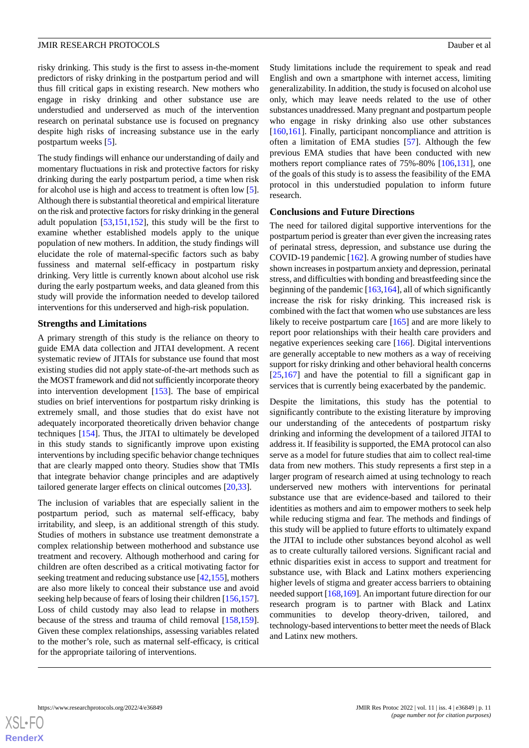risky drinking. This study is the first to assess in-the-moment predictors of risky drinking in the postpartum period and will thus fill critical gaps in existing research. New mothers who engage in risky drinking and other substance use are understudied and underserved as much of the intervention research on perinatal substance use is focused on pregnancy despite high risks of increasing substance use in the early postpartum weeks [5].

The study findings will enhance our understanding of daily and momentary fluctuations in risk and protective factors for risky drinking during the early postpartum period, a time when risk for alcohol use is high and access to treatment is often low [5]. Although there is substantial theoretical and empirical literature on the risk and protective factors for risky drinking in the general adult population [53,151,152], this study will be the first to examine whether established models apply to the unique population of new mothers. In addition, the study findings will elucidate the role of maternal-specific factors such as baby fussiness and maternal self-efficacy in postpartum risky drinking. Very little is currently known about alcohol use risk during the early postpartum weeks, and data gleaned from this study will provide the information needed to develop tailored interventions for this underserved and high-risk population.

## Strengths and Limitations

A primary strength of this study is the reliance on theory to guide EMA data collection and JITAI development. A recent systematic review of JITAIs for substance use found that most existing studies did not apply state-of-the-art methods such as the MOST framework and did not sufficiently incorporate theory into intervention development [153]. The base of empirical studies on brief interventions for postpartum risky drinking is extremely small, and those studies that do exist have not adequately incorporated theoretically driven behavior change techniques [154]. Thus, the JITAI to ultimately be developed in this study stands to significantly improve upon existing interventions by including specific behavior change techniques that are clearly mapped onto theory. Studies show that TMIs that integrate behavior change principles and are adaptively tailored generate larger effects on clinical outcomes [20,33].

The inclusion of variables that are especially salient in the postpartum period, such as maternal self-efficacy, baby irritability, and sleep, is an additional strength of this study. Studies of mothers in substance use treatment demonstrate a complex relationship between motherhood and substance use treatment and recovery. Although motherhood and caring for children are often described as a critical motivating factor for seeking treatment and reducing substance use [42,155], mothers are also more likely to conceal their substance use and avoid seeking help because of fears of losing their children [156,157]. Loss of child custody may also lead to relapse in mothers because of the stress and trauma of child removal [158,159]. Given these complex relationships, assessing variables related to the mother's role, such as maternal self-efficacy, is critical for the appropriate tailoring of interventions.

Study limitations include the requirement to speak and read English and own a smartphone with internet access, limiting generalizability. In addition, the study is focused on alcohol use only, which may leave needs related to the use of other substances unaddressed. Many pregnant and postpartum people who engage in risky drinking also use other substances [160,161]. Finally, participant noncompliance and attrition is often a limitation of EMA studies [57]. Although the few previous EMA studies that have been conducted with new mothers report compliance rates of 75%-80% [106,131], one of the goals of this study is to assess the feasibility of the EMA protocol in this understudied population to inform future research.

## Conclusions and Future Directions

The need for tailored digital supportive interventions for the postpartum period is greater than ever given the increasing rates of perinatal stress, depression, and substance use during the COVID-19 pandemic [162]. A growing number of studies have shown increases in postpartum anxiety and depression, perinatal stress, and difficulties with bonding and breastfeeding since the beginning of the pandemic [163,164], all of which significantly increase the risk for risky drinking. This increased risk is combined with the fact that women who use substances are less likely to receive postpartum care [165] and are more likely to report poor relationships with their health care providers and negative experiences seeking care [166]. Digital interventions are generally acceptable to new mothers as a way of receiving support for risky drinking and other behavioral health concerns [25,167] and have the potential to fill a significant gap in services that is currently being exacerbated by the pandemic.

Despite the limitations, this study has the potential to significantly contribute to the existing literature by improving our understanding of the antecedents of postpartum risky drinking and informing the development of a tailored JITAI to address it. If feasibility is supported, the EMA protocol can also serve as a model for future studies that aim to collect real-time data from new mothers. This study represents a first step in a larger program of research aimed at using technology to reach underserved new mothers with interventions for perinatal substance use that are evidence-based and tailored to their identities as mothers and aim to empower mothers to seek help while reducing stigma and fear. The methods and findings of this study will be applied to future efforts to ultimately expand the JITAI to include other substances beyond alcohol as well as to create culturally tailored versions. Significant racial and ethnic disparities exist in access to support and treatment for substance use, with Black and Latinx mothers experiencing higher levels of stigma and greater access barriers to obtaining needed support [168,169]. An important future direction for our research program is to partner with Black and Latinx communities to develop theory-driven, tailored, and technology-based interventions to better meet the needs of Black and Latinx new mothers.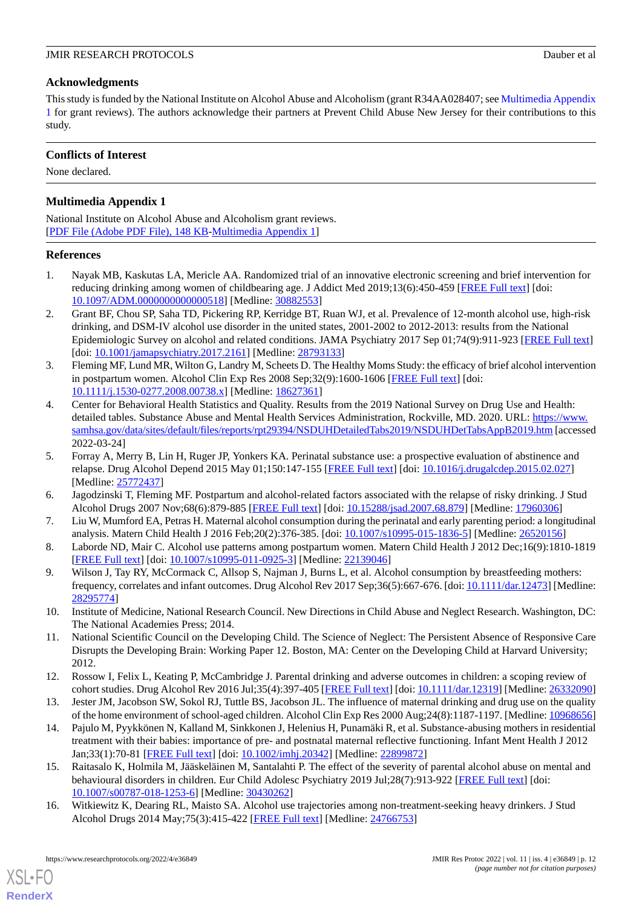## Acknowledgments

This study is funded by the National Institute on Alcohol Abuse and Alcoholism (grant R34AA028407; see Multimedia Appendix 1 for grant reviews). The authors acknowledge their partners at Prevent Child Abuse New Jersey for their contributions to this study.

## Conflicts of Interest

None declared.

## Multimedia Appendix 1

National Institute on Alcohol Abuse and Alcoholism grant reviews.
[PDF File (Adobe PDF File), 148 KB-Multimedia Appendix 1]

## References

1. Nayak MB, Kaskutas LA, Mericle AA. Randomized trial of an innovative electronic screening and brief intervention for reducing drinking among women of childbearing age. J Addict Med 2019;13(6):450-459 [FREE Full text] [doi: 10.1097/ADM.0000000000000518] [Medline: 30882553]
2. Grant BF, Chou SP, Saha TD, Pickering RP, Kerridge BT, Ruan WJ, et al. Prevalence of 12-month alcohol use, high-risk drinking, and DSM-IV alcohol use disorder in the united states, 2001-2002 to 2012-2013: results from the National Epidemiologic Survey on alcohol and related conditions. JAMA Psychiatry 2017 Sep 01;74(9):911-923 [FREE Full text] [doi: 10.1001/jamapsychiatry.2017.2161] [Medline: 28793133]
3. Fleming MF, Lund MR, Wilton G, Landry M, Scheets D. The Healthy Moms Study: the efficacy of brief alcohol intervention in postpartum women. Alcohol Clin Exp Res 2008 Sep;32(9):1600-1606 [FREE Full text] [doi: 10.1111/j.1530-0277.2008.00738.x] [Medline: 18627361]
4. Center for Behavioral Health Statistics and Quality. Results from the 2019 National Survey on Drug Use and Health: detailed tables. Substance Abuse and Mental Health Services Administration, Rockville, MD. 2020. URL: https://www.samhsa.gov/data/sites/default/files/reports/rpt29394/NSDUHDetailedTabs2019/NSDUHDetTabsAppB2019.htm [accessed 2022-03-24]
5. Forray A, Merry B, Lin H, Ruger JP, Yonkers KA. Perinatal substance use: a prospective evaluation of abstinence and relapse. Drug Alcohol Depend 2015 May 01;150:147-155 [FREE Full text] [doi: 10.1016/j.drugalcdep.2015.02.027] [Medline: 25772437]
6. Jagodzinski T, Fleming MF. Postpartum and alcohol-related factors associated with the relapse of risky drinking. J Stud Alcohol Drugs 2007 Nov;68(6):879-885 [FREE Full text] [doi: 10.15288/jsad.2007.68.879] [Medline: 17960306]
7. Liu W, Mumford EA, Petras H. Maternal alcohol consumption during the perinatal and early parenting period: a longitudinal analysis. Matern Child Health J 2016 Feb;20(2):376-385. [doi: 10.1007/s10995-015-1836-5] [Medline: 26520156]
8. Laborde ND, Mair C. Alcohol use patterns among postpartum women. Matern Child Health J 2012 Dec;16(9):1810-1819 [FREE Full text] [doi: 10.1007/s10995-011-0925-3] [Medline: 22139046]
9. Wilson J, Tay RY, McCormack C, Allsop S, Najman J, Burns L, et al. Alcohol consumption by breastfeeding mothers: frequency, correlates and infant outcomes. Drug Alcohol Rev 2017 Sep;36(5):667-676. [doi: 10.1111/dar.12473] [Medline: 28295774]
10. Institute of Medicine, National Research Council. New Directions in Child Abuse and Neglect Research. Washington, DC: The National Academies Press; 2014.
11. National Scientific Council on the Developing Child. The Science of Neglect: The Persistent Absence of Responsive Care Disrupts the Developing Brain: Working Paper 12. Boston, MA: Center on the Developing Child at Harvard University; 2012.
12. Rossow I, Felix L, Keating P, McCambridge J. Parental drinking and adverse outcomes in children: a scoping review of cohort studies. Drug Alcohol Rev 2016 Jul;35(4):397-405 [FREE Full text] [doi: 10.1111/dar.12319] [Medline: 26332090]
13. Jester JM, Jacobson SW, Sokol RJ, Tuttle BS, Jacobson JL. The influence of maternal drinking and drug use on the quality of the home environment of school-aged children. Alcohol Clin Exp Res 2000 Aug;24(8):1187-1197. [Medline: 10968656]
14. Pajulo M, Pyykkönen N, Kalland M, Sinkkonen J, Helenius H, Punamäki R, et al. Substance-abusing mothers in residential treatment with their babies: importance of pre- and postnatal maternal reflective functioning. Infant Ment Health J 2012 Jan;33(1):70-81 [FREE Full text] [doi: 10.1002/imhj.20342] [Medline: 22899872]
15. Raitasalo K, Holmila M, Jääskeläinen M, Santalahti P. The effect of the severity of parental alcohol abuse on mental and behavioural disorders in children. Eur Child Adolesc Psychiatry 2019 Jul;28(7):913-922 [FREE Full text] [doi: 10.1007/s00787-018-1253-6] [Medline: 30430262]
16. Witkiewitz K, Dearing RL, Maisto SA. Alcohol use trajectories among non-treatment-seeking heavy drinkers. J Stud Alcohol Drugs 2014 May;75(3):415-422 [FREE Full text] [Medline: 24766753]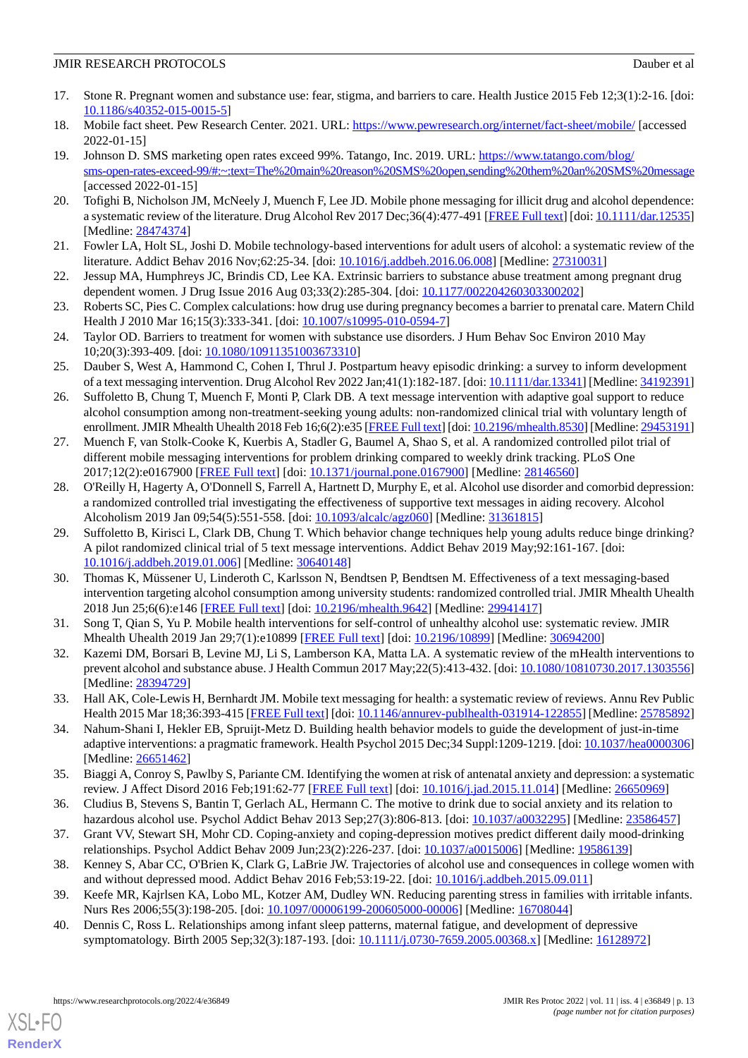17. Stone R. Pregnant women and substance use: fear, stigma, and barriers to care. Health Justice 2015 Feb 12;3(1):2-16. [doi: 10.1186/s40352-015-0015-5]
18. Mobile fact sheet. Pew Research Center. 2021. URL: https://www.pewresearch.org/internet/fact-sheet/mobile/ [accessed 2022-01-15]
19. Johnson D. SMS marketing open rates exceed 99%. Tatango, Inc. 2019. URL: https://www.tatango.com/blog/sms-open-rates-exceed-99/#:~:text=The%20main%20reason%20SMS%20open,sending%20them%20an%20SMS%20message [accessed 2022-01-15]
20. Tofighi B, Nicholson JM, McNeely J, Muench F, Lee JD. Mobile phone messaging for illicit drug and alcohol dependence: a systematic review of the literature. Drug Alcohol Rev 2017 Dec;36(4):477-491 [FREE Full text] [doi: 10.1111/dar.12535] [Medline: 28474374]
21. Fowler LA, Holt SL, Joshi D. Mobile technology-based interventions for adult users of alcohol: a systematic review of the literature. Addict Behav 2016 Nov;62:25-34. [doi: 10.1016/j.addbeh.2016.06.008] [Medline: 27310031]
22. Jessup MA, Humphreys JC, Brindis CD, Lee KA. Extrinsic barriers to substance abuse treatment among pregnant drug dependent women. J Drug Issue 2016 Aug 03;33(2):285-304. [doi: 10.1177/002204260303300202]
23. Roberts SC, Pies C. Complex calculations: how drug use during pregnancy becomes a barrier to prenatal care. Matern Child Health J 2010 Mar 16;15(3):333-341. [doi: 10.1007/s10995-010-0594-7]
24. Taylor OD. Barriers to treatment for women with substance use disorders. J Hum Behav Soc Environ 2010 May 10;20(3):393-409. [doi: 10.1080/10911351003673310]
25. Dauber S, West A, Hammond C, Cohen I, Thrul J. Postpartum heavy episodic drinking: a survey to inform development of a text messaging intervention. Drug Alcohol Rev 2022 Jan;41(1):182-187. [doi: 10.1111/dar.13341] [Medline: 34192391]
26. Suffoletto B, Chung T, Muench F, Monti P, Clark DB. A text message intervention with adaptive goal support to reduce alcohol consumption among non-treatment-seeking young adults: non-randomized clinical trial with voluntary length of enrollment. JMIR Mhealth Uhealth 2018 Feb 16;6(2):e35 [FREE Full text] [doi: 10.2196/mhealth.8530] [Medline: 29453191]
27. Muench F, van Stolk-Cooke K, Kuerbis A, Stadler G, Baumel A, Shao S, et al. A randomized controlled pilot trial of different mobile messaging interventions for problem drinking compared to weekly drink tracking. PLoS One 2017;12(2):e0167900 [FREE Full text] [doi: 10.1371/journal.pone.0167900] [Medline: 28146560]
28. O'Reilly H, Hagerty A, O'Donnell S, Farrell A, Hartnett D, Murphy E, et al. Alcohol use disorder and comorbid depression: a randomized controlled trial investigating the effectiveness of supportive text messages in aiding recovery. Alcohol Alcoholism 2019 Jan 09;54(5):551-558. [doi: 10.1093/alcalc/agz060] [Medline: 31361815]
29. Suffoletto B, Kirisci L, Clark DB, Chung T. Which behavior change techniques help young adults reduce binge drinking? A pilot randomized clinical trial of 5 text message interventions. Addict Behav 2019 May;92:161-167. [doi: 10.1016/j.addbeh.2019.01.006] [Medline: 30640148]
30. Thomas K, Müssener U, Linderoth C, Karlsson N, Bendtsen P, Bendtsen M. Effectiveness of a text messaging-based intervention targeting alcohol consumption among university students: randomized controlled trial. JMIR Mhealth Uhealth 2018 Jun 25;6(6):e146 [FREE Full text] [doi: 10.2196/mhealth.9642] [Medline: 29941417]
31. Song T, Qian S, Yu P. Mobile health interventions for self-control of unhealthy alcohol use: systematic review. JMIR Mhealth Uhealth 2019 Jan 29;7(1):e10899 [FREE Full text] [doi: 10.2196/10899] [Medline: 30694200]
32. Kazemi DM, Borsari B, Levine MJ, Li S, Lamberson KA, Matta LA. A systematic review of the mHealth interventions to prevent alcohol and substance abuse. J Health Commun 2017 May;22(5):413-432. [doi: 10.1080/10810730.2017.1303556] [Medline: 28394729]
33. Hall AK, Cole-Lewis H, Bernhardt JM. Mobile text messaging for health: a systematic review of reviews. Annu Rev Public Health 2015 Mar 18;36:393-415 [FREE Full text] [doi: 10.1146/annurev-publhealth-031914-122855] [Medline: 25785892]
34. Nahum-Shani I, Hekler EB, Spruijt-Metz D. Building health behavior models to guide the development of just-in-time adaptive interventions: a pragmatic framework. Health Psychol 2015 Dec;34 Suppl:1209-1219. [doi: 10.1037/hea0000306] [Medline: 26651462]
35. Biaggi A, Conroy S, Pawlby S, Pariante CM. Identifying the women at risk of antenatal anxiety and depression: a systematic review. J Affect Disord 2016 Feb;191:62-77 [FREE Full text] [doi: 10.1016/j.jad.2015.11.014] [Medline: 26650969]
36. Cludius B, Stevens S, Bantin T, Gerlach AL, Hermann C. The motive to drink due to social anxiety and its relation to hazardous alcohol use. Psychol Addict Behav 2013 Sep;27(3):806-813. [doi: 10.1037/a0032295] [Medline: 23586457]
37. Grant VV, Stewart SH, Mohr CD. Coping-anxiety and coping-depression motives predict different daily mood-drinking relationships. Psychol Addict Behav 2009 Jun;23(2):226-237. [doi: 10.1037/a0015006] [Medline: 19586139]
38. Kenney S, Abar CC, O'Brien K, Clark G, LaBrie JW. Trajectories of alcohol use and consequences in college women with and without depressed mood. Addict Behav 2016 Feb;53:19-22. [doi: 10.1016/j.addbeh.2015.09.011]
39. Keefe MR, Kajrlsen KA, Lobo ML, Kotzer AM, Dudley WN. Reducing parenting stress in families with irritable infants. Nurs Res 2006;55(3):198-205. [doi: 10.1097/00006199-200605000-00006] [Medline: 16708044]
40. Dennis C, Ross L. Relationships among infant sleep patterns, maternal fatigue, and development of depressive symptomatology. Birth 2005 Sep;32(3):187-193. [doi: 10.1111/j.0730-7659.2005.00368.x] [Medline: 16128972]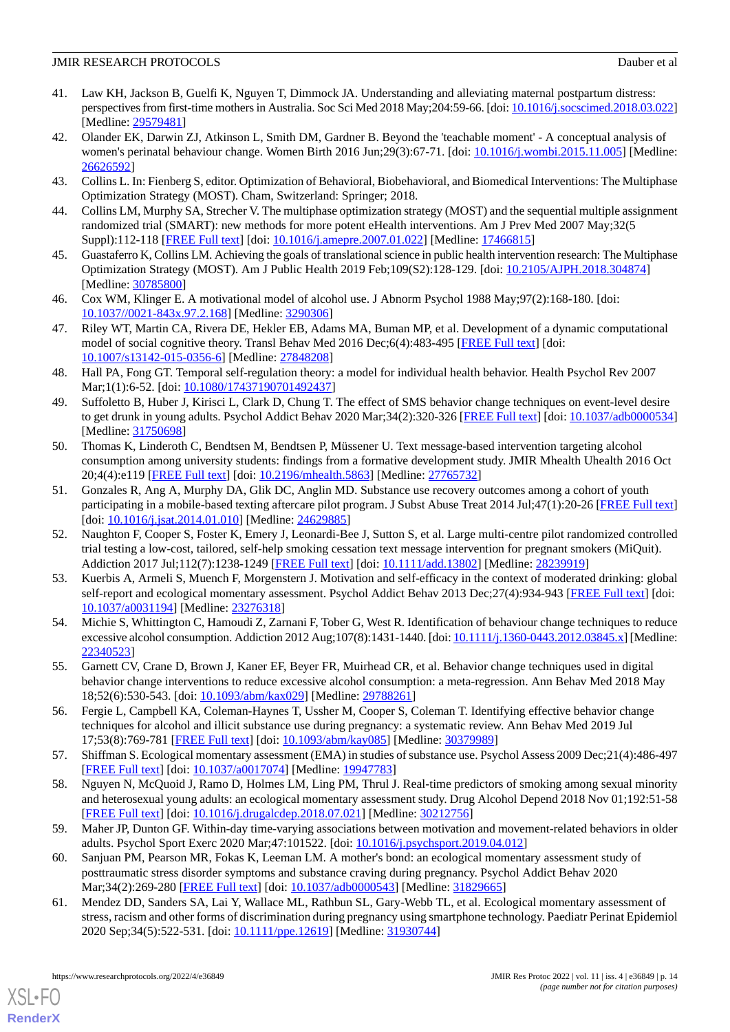41. Law KH, Jackson B, Guelfi K, Nguyen T, Dimmock JA. Understanding and alleviating maternal postpartum distress: perspectives from first-time mothers in Australia. Soc Sci Med 2018 May;204:59-66. [doi: 10.1016/j.socscimed.2018.03.022] [Medline: 29579481]
42. Olander EK, Darwin ZJ, Atkinson L, Smith DM, Gardner B. Beyond the 'teachable moment' - A conceptual analysis of women's perinatal behaviour change. Women Birth 2016 Jun;29(3):67-71. [doi: 10.1016/j.wombi.2015.11.005] [Medline: 26626592]
43. Collins L. In: Fienberg S, editor. Optimization of Behavioral, Biobehavioral, and Biomedical Interventions: The Multiphase Optimization Strategy (MOST). Cham, Switzerland: Springer; 2018.
44. Collins LM, Murphy SA, Strecher V. The multiphase optimization strategy (MOST) and the sequential multiple assignment randomized trial (SMART): new methods for more potent eHealth interventions. Am J Prev Med 2007 May;32(5 Suppl):112-118 [FREE Full text] [doi: 10.1016/j.amepre.2007.01.022] [Medline: 17466815]
45. Guastaferro K, Collins LM. Achieving the goals of translational science in public health intervention research: The Multiphase Optimization Strategy (MOST). Am J Public Health 2019 Feb;109(S2):128-129. [doi: 10.2105/AJPH.2018.304874] [Medline: 30785800]
46. Cox WM, Klinger E. A motivational model of alcohol use. J Abnorm Psychol 1988 May;97(2):168-180. [doi: 10.1037//0021-843x.97.2.168] [Medline: 3290306]
47. Riley WT, Martin CA, Rivera DE, Hekler EB, Adams MA, Buman MP, et al. Development of a dynamic computational model of social cognitive theory. Transl Behav Med 2016 Dec;6(4):483-495 [FREE Full text] [doi: 10.1007/s13142-015-0356-6] [Medline: 27848208]
48. Hall PA, Fong GT. Temporal self-regulation theory: a model for individual health behavior. Health Psychol Rev 2007 Mar;1(1):6-52. [doi: 10.1080/17437190701492437]
49. Suffoletto B, Huber J, Kirisci L, Clark D, Chung T. The effect of SMS behavior change techniques on event-level desire to get drunk in young adults. Psychol Addict Behav 2020 Mar;34(2):320-326 [FREE Full text] [doi: 10.1037/adb0000534] [Medline: 31750698]
50. Thomas K, Linderoth C, Bendtsen M, Bendtsen P, Müssener U. Text message-based intervention targeting alcohol consumption among university students: findings from a formative development study. JMIR Mhealth Uhealth 2016 Oct 20;4(4):e119 [FREE Full text] [doi: 10.2196/mhealth.5863] [Medline: 27765732]
51. Gonzales R, Ang A, Murphy DA, Glik DC, Anglin MD. Substance use recovery outcomes among a cohort of youth participating in a mobile-based texting aftercare pilot program. J Subst Abuse Treat 2014 Jul;47(1):20-26 [FREE Full text] [doi: 10.1016/j.jsat.2014.01.010] [Medline: 24629885]
52. Naughton F, Cooper S, Foster K, Emery J, Leonardi-Bee J, Sutton S, et al. Large multi-centre pilot randomized controlled trial testing a low-cost, tailored, self-help smoking cessation text message intervention for pregnant smokers (MiQuit). Addiction 2017 Jul;112(7):1238-1249 [FREE Full text] [doi: 10.1111/add.13802] [Medline: 28239919]
53. Kuerbis A, Armeli S, Muench F, Morgenstern J. Motivation and self-efficacy in the context of moderated drinking: global self-report and ecological momentary assessment. Psychol Addict Behav 2013 Dec;27(4):934-943 [FREE Full text] [doi: 10.1037/a0031194] [Medline: 23276318]
54. Michie S, Whittington C, Hamoudi Z, Zarnani F, Tober G, West R. Identification of behaviour change techniques to reduce excessive alcohol consumption. Addiction 2012 Aug;107(8):1431-1440. [doi: 10.1111/j.1360-0443.2012.03845.x] [Medline: 22340523]
55. Garnett CV, Crane D, Brown J, Kaner EF, Beyer FR, Muirhead CR, et al. Behavior change techniques used in digital behavior change interventions to reduce excessive alcohol consumption: a meta-regression. Ann Behav Med 2018 May 18;52(6):530-543. [doi: 10.1093/abm/kax029] [Medline: 29788261]
56. Fergie L, Campbell KA, Coleman-Haynes T, Ussher M, Cooper S, Coleman T. Identifying effective behavior change techniques for alcohol and illicit substance use during pregnancy: a systematic review. Ann Behav Med 2019 Jul 17;53(8):769-781 [FREE Full text] [doi: 10.1093/abm/kay085] [Medline: 30379989]
57. Shiffman S. Ecological momentary assessment (EMA) in studies of substance use. Psychol Assess 2009 Dec;21(4):486-497 [FREE Full text] [doi: 10.1037/a0017074] [Medline: 19947783]
58. Nguyen N, McQuoid J, Ramo D, Holmes LM, Ling PM, Thrul J. Real-time predictors of smoking among sexual minority and heterosexual young adults: an ecological momentary assessment study. Drug Alcohol Depend 2018 Nov 01;192:51-58 [FREE Full text] [doi: 10.1016/j.drugalcdep.2018.07.021] [Medline: 30212756]
59. Maher JP, Dunton GF. Within-day time-varying associations between motivation and movement-related behaviors in older adults. Psychol Sport Exerc 2020 Mar;47:101522. [doi: 10.1016/j.psychsport.2019.04.012]
60. Sanjuan PM, Pearson MR, Fokas K, Leeman LM. A mother's bond: an ecological momentary assessment study of posttraumatic stress disorder symptoms and substance craving during pregnancy. Psychol Addict Behav 2020 Mar;34(2):269-280 [FREE Full text] [doi: 10.1037/adb0000543] [Medline: 31829665]
61. Mendez DD, Sanders SA, Lai Y, Wallace ML, Rathbun SL, Gary-Webb TL, et al. Ecological momentary assessment of stress, racism and other forms of discrimination during pregnancy using smartphone technology. Paediatr Perinat Epidemiol 2020 Sep;34(5):522-531. [doi: 10.1111/ppe.12619] [Medline: 31930744]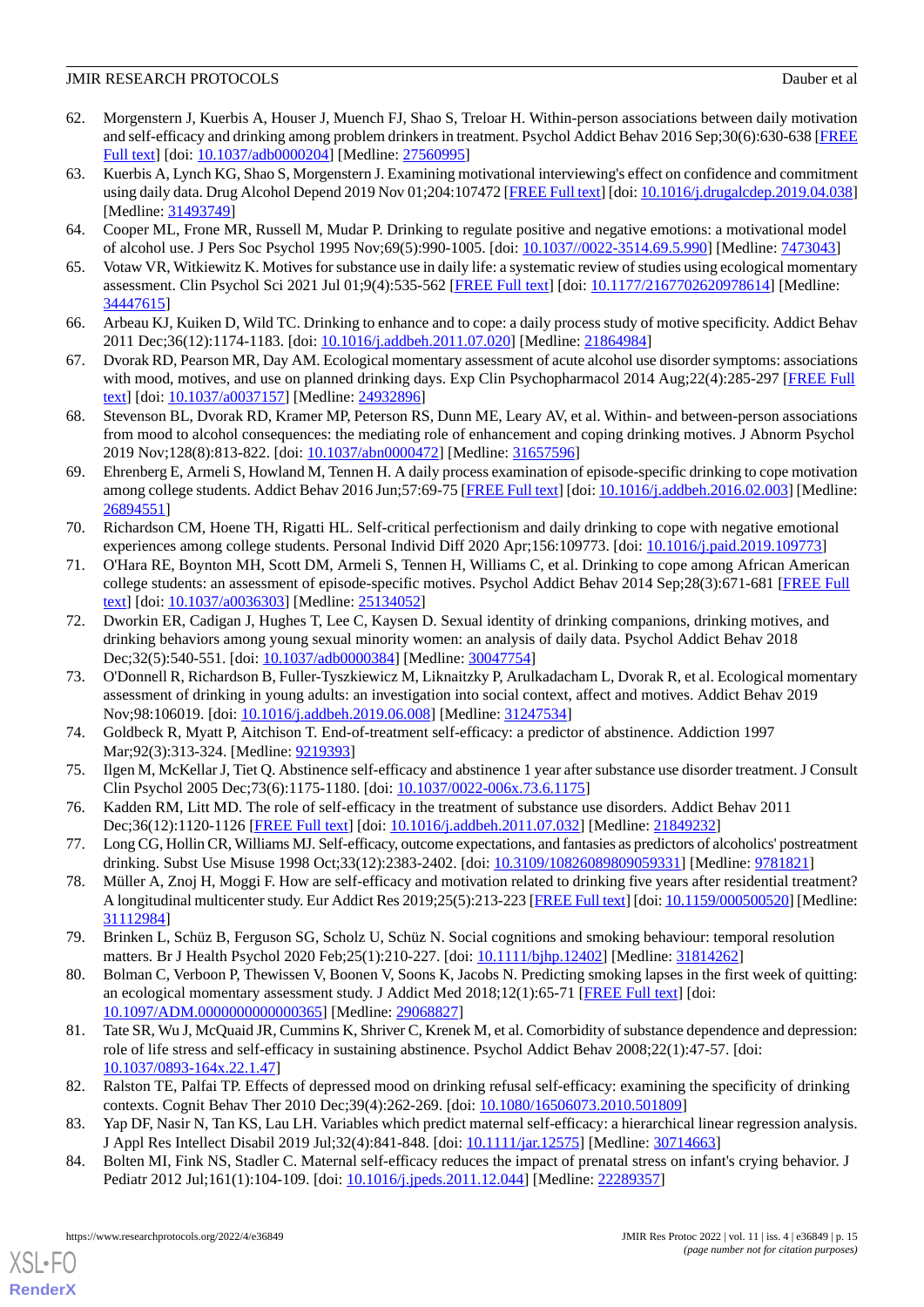62. Morgenstern J, Kuerbis A, Houser J, Muench FJ, Shao S, Treloar H. Within-person associations between daily motivation and self-efficacy and drinking among problem drinkers in treatment. Psychol Addict Behav 2016 Sep;30(6):630-638 [FREE Full text] [doi: 10.1037/adb0000204] [Medline: 27560995]
63. Kuerbis A, Lynch KG, Shao S, Morgenstern J. Examining motivational interviewing's effect on confidence and commitment using daily data. Drug Alcohol Depend 2019 Nov 01;204:107472 [FREE Full text] [doi: 10.1016/j.drugalcdep.2019.04.038] [Medline: 31493749]
64. Cooper ML, Frone MR, Russell M, Mudar P. Drinking to regulate positive and negative emotions: a motivational model of alcohol use. J Pers Soc Psychol 1995 Nov;69(5):990-1005. [doi: 10.1037//0022-3514.69.5.990] [Medline: 7473043]
65. Votaw VR, Witkiewitz K. Motives for substance use in daily life: a systematic review of studies using ecological momentary assessment. Clin Psychol Sci 2021 Jul 01;9(4):535-562 [FREE Full text] [doi: 10.1177/2167702620978614] [Medline: 34447615]
66. Arbeau KJ, Kuiken D, Wild TC. Drinking to enhance and to cope: a daily process study of motive specificity. Addict Behav 2011 Dec;36(12):1174-1183. [doi: 10.1016/j.addbeh.2011.07.020] [Medline: 21864984]
67. Dvorak RD, Pearson MR, Day AM. Ecological momentary assessment of acute alcohol use disorder symptoms: associations with mood, motives, and use on planned drinking days. Exp Clin Psychopharmacol 2014 Aug;22(4):285-297 [FREE Full text] [doi: 10.1037/a0037157] [Medline: 24932896]
68. Stevenson BL, Dvorak RD, Kramer MP, Peterson RS, Dunn ME, Leary AV, et al. Within- and between-person associations from mood to alcohol consequences: the mediating role of enhancement and coping drinking motives. J Abnorm Psychol 2019 Nov;128(8):813-822. [doi: 10.1037/abn0000472] [Medline: 31657596]
69. Ehrenberg E, Armeli S, Howland M, Tennen H. A daily process examination of episode-specific drinking to cope motivation among college students. Addict Behav 2016 Jun;57:69-75 [FREE Full text] [doi: 10.1016/j.addbeh.2016.02.003] [Medline: 26894551]
70. Richardson CM, Hoene TH, Rigatti HL. Self-critical perfectionism and daily drinking to cope with negative emotional experiences among college students. Personal Individ Diff 2020 Apr;156:109773. [doi: 10.1016/j.paid.2019.109773]
71. O'Hara RE, Boynton MH, Scott DM, Armeli S, Tennen H, Williams C, et al. Drinking to cope among African American college students: an assessment of episode-specific motives. Psychol Addict Behav 2014 Sep;28(3):671-681 [FREE Full text] [doi: 10.1037/a0036303] [Medline: 25134052]
72. Dworkin ER, Cadigan J, Hughes T, Lee C, Kaysen D. Sexual identity of drinking companions, drinking motives, and drinking behaviors among young sexual minority women: an analysis of daily data. Psychol Addict Behav 2018 Dec;32(5):540-551. [doi: 10.1037/adb0000384] [Medline: 30047754]
73. O'Donnell R, Richardson B, Fuller-Tyszkiewicz M, Liknaitzky P, Arulkadacham L, Dvorak R, et al. Ecological momentary assessment of drinking in young adults: an investigation into social context, affect and motives. Addict Behav 2019 Nov;98:106019. [doi: 10.1016/j.addbeh.2019.06.008] [Medline: 31247534]
74. Goldbeck R, Myatt P, Aitchison T. End-of-treatment self-efficacy: a predictor of abstinence. Addiction 1997 Mar;92(3):313-324. [Medline: 9219393]
75. Ilgen M, McKellar J, Tiet Q. Abstinence self-efficacy and abstinence 1 year after substance use disorder treatment. J Consult Clin Psychol 2005 Dec;73(6):1175-1180. [doi: 10.1037/0022-006x.73.6.1175]
76. Kadden RM, Litt MD. The role of self-efficacy in the treatment of substance use disorders. Addict Behav 2011 Dec;36(12):1120-1126 [FREE Full text] [doi: 10.1016/j.addbeh.2011.07.032] [Medline: 21849232]
77. Long CG, Hollin CR, Williams MJ. Self-efficacy, outcome expectations, and fantasies as predictors of alcoholics' postreatment drinking. Subst Use Misuse 1998 Oct;33(12):2383-2402. [doi: 10.3109/10826089809059331] [Medline: 9781821]
78. Müller A, Znoj H, Moggi F. How are self-efficacy and motivation related to drinking five years after residential treatment? A longitudinal multicenter study. Eur Addict Res 2019;25(5):213-223 [FREE Full text] [doi: 10.1159/000500520] [Medline: 31112984]
79. Brinken L, Schüz B, Ferguson SG, Scholz U, Schüz N. Social cognitions and smoking behaviour: temporal resolution matters. Br J Health Psychol 2020 Feb;25(1):210-227. [doi: 10.1111/bjhp.12402] [Medline: 31814262]
80. Bolman C, Verboon P, Thewissen V, Boonen V, Soons K, Jacobs N. Predicting smoking lapses in the first week of quitting: an ecological momentary assessment study. J Addict Med 2018;12(1):65-71 [FREE Full text] [doi: 10.1097/ADM.0000000000000365] [Medline: 29068827]
81. Tate SR, Wu J, McQuaid JR, Cummins K, Shriver C, Krenek M, et al. Comorbidity of substance dependence and depression: role of life stress and self-efficacy in sustaining abstinence. Psychol Addict Behav 2008;22(1):47-57. [doi: 10.1037/0893-164x.22.1.47]
82. Ralston TE, Palfai TP. Effects of depressed mood on drinking refusal self-efficacy: examining the specificity of drinking contexts. Cognit Behav Ther 2010 Dec;39(4):262-269. [doi: 10.1080/16506073.2010.501809]
83. Yap DF, Nasir N, Tan KS, Lau LH. Variables which predict maternal self-efficacy: a hierarchical linear regression analysis. J Appl Res Intellect Disabil 2019 Jul;32(4):841-848. [doi: 10.1111/jar.12575] [Medline: 30714663]
84. Bolten MI, Fink NS, Stadler C. Maternal self-efficacy reduces the impact of prenatal stress on infant's crying behavior. J Pediatr 2012 Jul;161(1):104-109. [doi: 10.1016/j.jpeds.2011.12.044] [Medline: 22289357]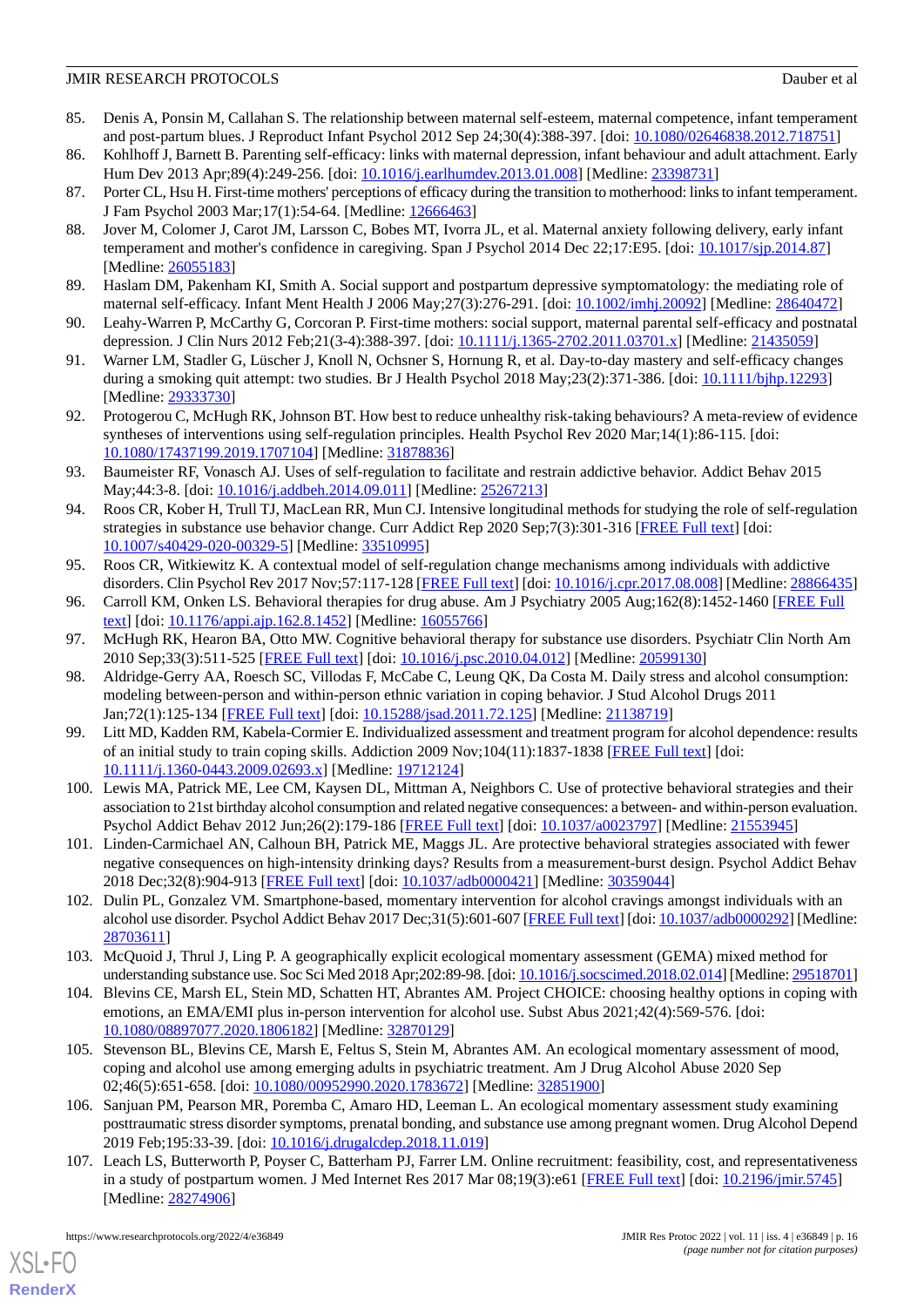85. Denis A, Ponsin M, Callahan S. The relationship between maternal self-esteem, maternal competence, infant temperament and post-partum blues. J Reproduct Infant Psychol 2012 Sep 24;30(4):388-397. [doi: 10.1080/02646838.2012.718751]
86. Kohlhoff J, Barnett B. Parenting self-efficacy: links with maternal depression, infant behaviour and adult attachment. Early Hum Dev 2013 Apr;89(4):249-256. [doi: 10.1016/j.earlhumdev.2013.01.008] [Medline: 23398731]
87. Porter CL, Hsu H. First-time mothers' perceptions of efficacy during the transition to motherhood: links to infant temperament. J Fam Psychol 2003 Mar;17(1):54-64. [Medline: 12666463]
88. Jover M, Colomer J, Carot JM, Larsson C, Bobes MT, Ivorra JL, et al. Maternal anxiety following delivery, early infant temperament and mother's confidence in caregiving. Span J Psychol 2014 Dec 22;17:E95. [doi: 10.1017/sjp.2014.87] [Medline: 26055183]
89. Haslam DM, Pakenham KI, Smith A. Social support and postpartum depressive symptomatology: the mediating role of maternal self-efficacy. Infant Ment Health J 2006 May;27(3):276-291. [doi: 10.1002/imhj.20092] [Medline: 28640472]
90. Leahy-Warren P, McCarthy G, Corcoran P. First-time mothers: social support, maternal parental self-efficacy and postnatal depression. J Clin Nurs 2012 Feb;21(3-4):388-397. [doi: 10.1111/j.1365-2702.2011.03701.x] [Medline: 21435059]
91. Warner LM, Stadler G, Lüscher J, Knoll N, Ochsner S, Hornung R, et al. Day-to-day mastery and self-efficacy changes during a smoking quit attempt: two studies. Br J Health Psychol 2018 May;23(2):371-386. [doi: 10.1111/bjhp.12293] [Medline: 29333730]
92. Protogerou C, McHugh RK, Johnson BT. How best to reduce unhealthy risk-taking behaviours? A meta-review of evidence syntheses of interventions using self-regulation principles. Health Psychol Rev 2020 Mar;14(1):86-115. [doi: 10.1080/17437199.2019.1707104] [Medline: 31878836]
93. Baumeister RF, Vonasch AJ. Uses of self-regulation to facilitate and restrain addictive behavior. Addict Behav 2015 May;44:3-8. [doi: 10.1016/j.addbeh.2014.09.011] [Medline: 25267213]
94. Roos CR, Kober H, Trull TJ, MacLean RR, Mun CJ. Intensive longitudinal methods for studying the role of self-regulation strategies in substance use behavior change. Curr Addict Rep 2020 Sep;7(3):301-316 [FREE Full text] [doi: 10.1007/s40429-020-00329-5] [Medline: 33510995]
95. Roos CR, Witkiewitz K. A contextual model of self-regulation change mechanisms among individuals with addictive disorders. Clin Psychol Rev 2017 Nov;57:117-128 [FREE Full text] [doi: 10.1016/j.cpr.2017.08.008] [Medline: 28866435]
96. Carroll KM, Onken LS. Behavioral therapies for drug abuse. Am J Psychiatry 2005 Aug;162(8):1452-1460 [FREE Full text] [doi: 10.1176/appi.ajp.162.8.1452] [Medline: 16055766]
97. McHugh RK, Hearon BA, Otto MW. Cognitive behavioral therapy for substance use disorders. Psychiatr Clin North Am 2010 Sep;33(3):511-525 [FREE Full text] [doi: 10.1016/j.psc.2010.04.012] [Medline: 20599130]
98. Aldridge-Gerry AA, Roesch SC, Villodas F, McCabe C, Leung QK, Da Costa M. Daily stress and alcohol consumption: modeling between-person and within-person ethnic variation in coping behavior. J Stud Alcohol Drugs 2011 Jan;72(1):125-134 [FREE Full text] [doi: 10.15288/jsad.2011.72.125] [Medline: 21138719]
99. Litt MD, Kadden RM, Kabela-Cormier E. Individualized assessment and treatment program for alcohol dependence: results of an initial study to train coping skills. Addiction 2009 Nov;104(11):1837-1838 [FREE Full text] [doi: 10.1111/j.1360-0443.2009.02693.x] [Medline: 19712124]
100. Lewis MA, Patrick ME, Lee CM, Kaysen DL, Mittman A, Neighbors C. Use of protective behavioral strategies and their association to 21st birthday alcohol consumption and related negative consequences: a between- and within-person evaluation. Psychol Addict Behav 2012 Jun;26(2):179-186 [FREE Full text] [doi: 10.1037/a0023797] [Medline: 21553945]
101. Linden-Carmichael AN, Calhoun BH, Patrick ME, Maggs JL. Are protective behavioral strategies associated with fewer negative consequences on high-intensity drinking days? Results from a measurement-burst design. Psychol Addict Behav 2018 Dec;32(8):904-913 [FREE Full text] [doi: 10.1037/adb0000421] [Medline: 30359044]
102. Dulin PL, Gonzalez VM. Smartphone-based, momentary intervention for alcohol cravings amongst individuals with an alcohol use disorder. Psychol Addict Behav 2017 Dec;31(5):601-607 [FREE Full text] [doi: 10.1037/adb0000292] [Medline: 28703611]
103. McQuoid J, Thrul J, Ling P. A geographically explicit ecological momentary assessment (GEMA) mixed method for understanding substance use. Soc Sci Med 2018 Apr;202:89-98. [doi: 10.1016/j.socscimed.2018.02.014] [Medline: 29518701]
104. Blevins CE, Marsh EL, Stein MD, Schatten HT, Abrantes AM. Project CHOICE: choosing healthy options in coping with emotions, an EMA/EMI plus in-person intervention for alcohol use. Subst Abus 2021;42(4):569-576. [doi: 10.1080/08897077.2020.1806182] [Medline: 32870129]
105. Stevenson BL, Blevins CE, Marsh E, Feltus S, Stein M, Abrantes AM. An ecological momentary assessment of mood, coping and alcohol use among emerging adults in psychiatric treatment. Am J Drug Alcohol Abuse 2020 Sep 02;46(5):651-658. [doi: 10.1080/00952990.2020.1783672] [Medline: 32851900]
106. Sanjuan PM, Pearson MR, Poremba C, Amaro HD, Leeman L. An ecological momentary assessment study examining posttraumatic stress disorder symptoms, prenatal bonding, and substance use among pregnant women. Drug Alcohol Depend 2019 Feb;195:33-39. [doi: 10.1016/j.drugalcdep.2018.11.019]
107. Leach LS, Butterworth P, Poyser C, Batterham PJ, Farrer LM. Online recruitment: feasibility, cost, and representativeness in a study of postpartum women. J Med Internet Res 2017 Mar 08;19(3):e61 [FREE Full text] [doi: 10.2196/jmir.5745] [Medline: 28274906]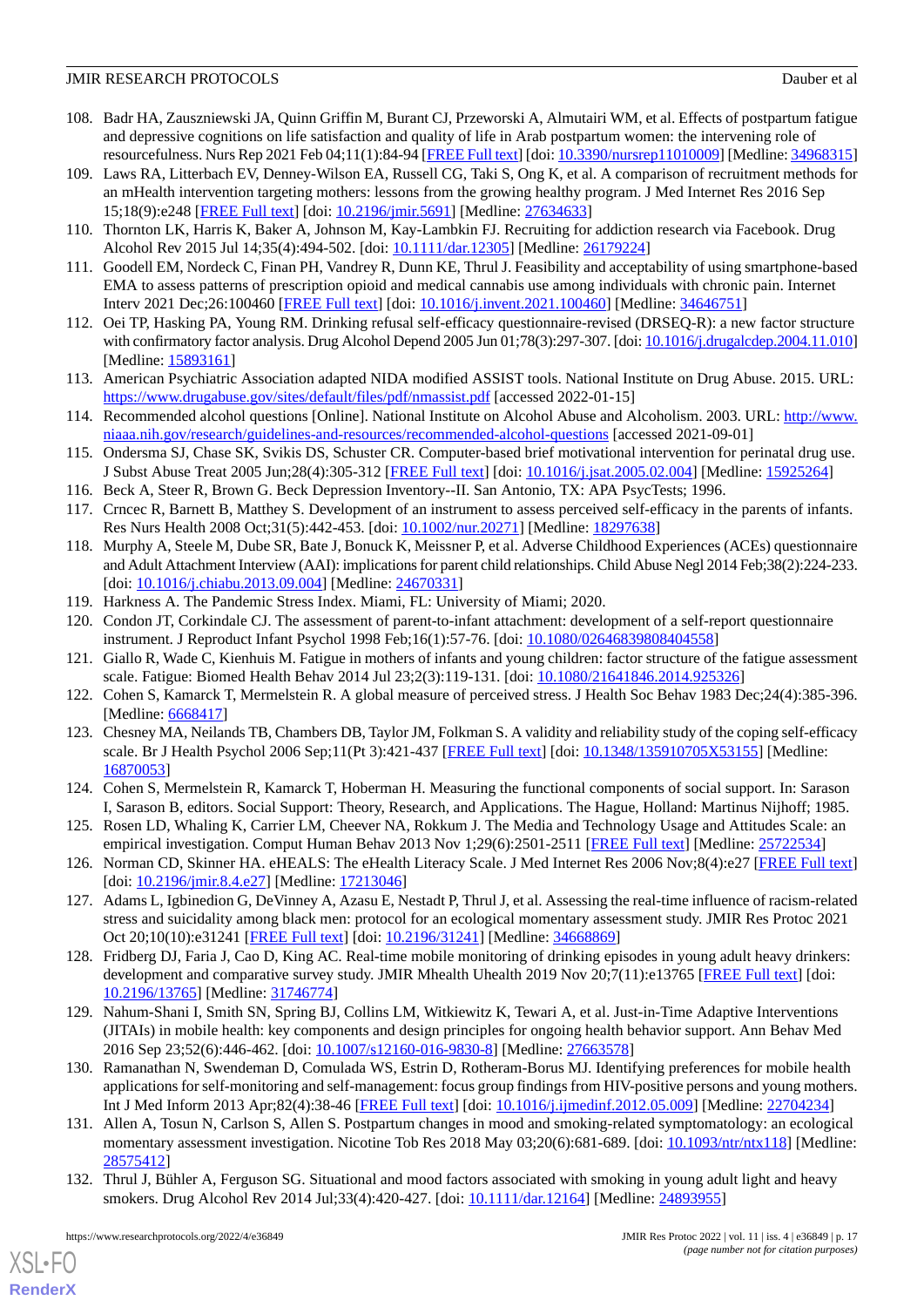108. Badr HA, Zauszniewski JA, Quinn Griffin M, Burant CJ, Przeworski A, Almutairi WM, et al. Effects of postpartum fatigue and depressive cognitions on life satisfaction and quality of life in Arab postpartum women: the intervening role of resourcefulness. Nurs Rep 2021 Feb 04;11(1):84-94 [FREE Full text] [doi: 10.3390/nursrep11010009] [Medline: 34968315]
109. Laws RA, Litterbach EV, Denney-Wilson EA, Russell CG, Taki S, Ong K, et al. A comparison of recruitment methods for an mHealth intervention targeting mothers: lessons from the growing healthy program. J Med Internet Res 2016 Sep 15;18(9):e248 [FREE Full text] [doi: 10.2196/jmir.5691] [Medline: 27634633]
110. Thornton LK, Harris K, Baker A, Johnson M, Kay-Lambkin FJ. Recruiting for addiction research via Facebook. Drug Alcohol Rev 2015 Jul 14;35(4):494-502. [doi: 10.1111/dar.12305] [Medline: 26179224]
111. Goodell EM, Nordeck C, Finan PH, Vandrey R, Dunn KE, Thrul J. Feasibility and acceptability of using smartphone-based EMA to assess patterns of prescription opioid and medical cannabis use among individuals with chronic pain. Internet Interv 2021 Dec;26:100460 [FREE Full text] [doi: 10.1016/j.invent.2021.100460] [Medline: 34646751]
112. Oei TP, Hasking PA, Young RM. Drinking refusal self-efficacy questionnaire-revised (DRSEQ-R): a new factor structure with confirmatory factor analysis. Drug Alcohol Depend 2005 Jun 01;78(3):297-307. [doi: 10.1016/j.drugalcdep.2004.11.010] [Medline: 15893161]
113. American Psychiatric Association adapted NIDA modified ASSIST tools. National Institute on Drug Abuse. 2015. URL: https://www.drugabuse.gov/sites/default/files/pdf/nmassist.pdf [accessed 2022-01-15]
114. Recommended alcohol questions [Online]. National Institute on Alcohol Abuse and Alcoholism. 2003. URL: http://www.niaaa.nih.gov/research/guidelines-and-resources/recommended-alcohol-questions [accessed 2021-09-01]
115. Ondersma SJ, Chase SK, Svikis DS, Schuster CR. Computer-based brief motivational intervention for perinatal drug use. J Subst Abuse Treat 2005 Jun;28(4):305-312 [FREE Full text] [doi: 10.1016/j.jsat.2005.02.004] [Medline: 15925264]
116. Beck A, Steer R, Brown G. Beck Depression Inventory--II. San Antonio, TX: APA PsycTests; 1996.
117. Crncec R, Barnett B, Matthey S. Development of an instrument to assess perceived self-efficacy in the parents of infants. Res Nurs Health 2008 Oct;31(5):442-453. [doi: 10.1002/nur.20271] [Medline: 18297638]
118. Murphy A, Steele M, Dube SR, Bate J, Bonuck K, Meissner P, et al. Adverse Childhood Experiences (ACEs) questionnaire and Adult Attachment Interview (AAI): implications for parent child relationships. Child Abuse Negl 2014 Feb;38(2):224-233. [doi: 10.1016/j.chiabu.2013.09.004] [Medline: 24670331]
119. Harkness A. The Pandemic Stress Index. Miami, FL: University of Miami; 2020.
120. Condon JT, Corkindale CJ. The assessment of parent-to-infant attachment: development of a self-report questionnaire instrument. J Reproduct Infant Psychol 1998 Feb;16(1):57-76. [doi: 10.1080/02646839808404558]
121. Giallo R, Wade C, Kienhuis M. Fatigue in mothers of infants and young children: factor structure of the fatigue assessment scale. Fatigue: Biomed Health Behav 2014 Jul 23;2(3):119-131. [doi: 10.1080/21641846.2014.925326]
122. Cohen S, Kamarck T, Mermelstein R. A global measure of perceived stress. J Health Soc Behav 1983 Dec;24(4):385-396. [Medline: 6668417]
123. Chesney MA, Neilands TB, Chambers DB, Taylor JM, Folkman S. A validity and reliability study of the coping self-efficacy scale. Br J Health Psychol 2006 Sep;11(Pt 3):421-437 [FREE Full text] [doi: 10.1348/135910705X53155] [Medline: 16870053]
124. Cohen S, Mermelstein R, Kamarck T, Hoberman H. Measuring the functional components of social support. In: Sarason I, Sarason B, editors. Social Support: Theory, Research, and Applications. The Hague, Holland: Martinus Nijhoff; 1985.
125. Rosen LD, Whaling K, Carrier LM, Cheever NA, Rokkum J. The Media and Technology Usage and Attitudes Scale: an empirical investigation. Comput Human Behav 2013 Nov 1;29(6):2501-2511 [FREE Full text] [Medline: 25722534]
126. Norman CD, Skinner HA. eHEALS: The eHealth Literacy Scale. J Med Internet Res 2006 Nov;8(4):e27 [FREE Full text] [doi: 10.2196/jmir.8.4.e27] [Medline: 17213046]
127. Adams L, Igbinedion G, DeVinney A, Azasu E, Nestadt P, Thrul J, et al. Assessing the real-time influence of racism-related stress and suicidality among black men: protocol for an ecological momentary assessment study. JMIR Res Protoc 2021 Oct 20;10(10):e31241 [FREE Full text] [doi: 10.2196/31241] [Medline: 34668869]
128. Fridberg DJ, Faria J, Cao D, King AC. Real-time mobile monitoring of drinking episodes in young adult heavy drinkers: development and comparative survey study. JMIR Mhealth Uhealth 2019 Nov 20;7(11):e13765 [FREE Full text] [doi: 10.2196/13765] [Medline: 31746774]
129. Nahum-Shani I, Smith SN, Spring BJ, Collins LM, Witkiewitz K, Tewari A, et al. Just-in-Time Adaptive Interventions (JITAIs) in mobile health: key components and design principles for ongoing health behavior support. Ann Behav Med 2016 Sep 23;52(6):446-462. [doi: 10.1007/s12160-016-9830-8] [Medline: 27663578]
130. Ramanathan N, Swendeman D, Comulada WS, Estrin D, Rotheram-Borus MJ. Identifying preferences for mobile health applications for self-monitoring and self-management: focus group findings from HIV-positive persons and young mothers. Int J Med Inform 2013 Apr;82(4):38-46 [FREE Full text] [doi: 10.1016/j.ijmedinf.2012.05.009] [Medline: 22704234]
131. Allen A, Tosun N, Carlson S, Allen S. Postpartum changes in mood and smoking-related symptomatology: an ecological momentary assessment investigation. Nicotine Tob Res 2018 May 03;20(6):681-689. [doi: 10.1093/ntr/ntx118] [Medline: 28575412]
132. Thrul J, Bühler A, Ferguson SG. Situational and mood factors associated with smoking in young adult light and heavy smokers. Drug Alcohol Rev 2014 Jul;33(4):420-427. [doi: 10.1111/dar.12164] [Medline: 24893955]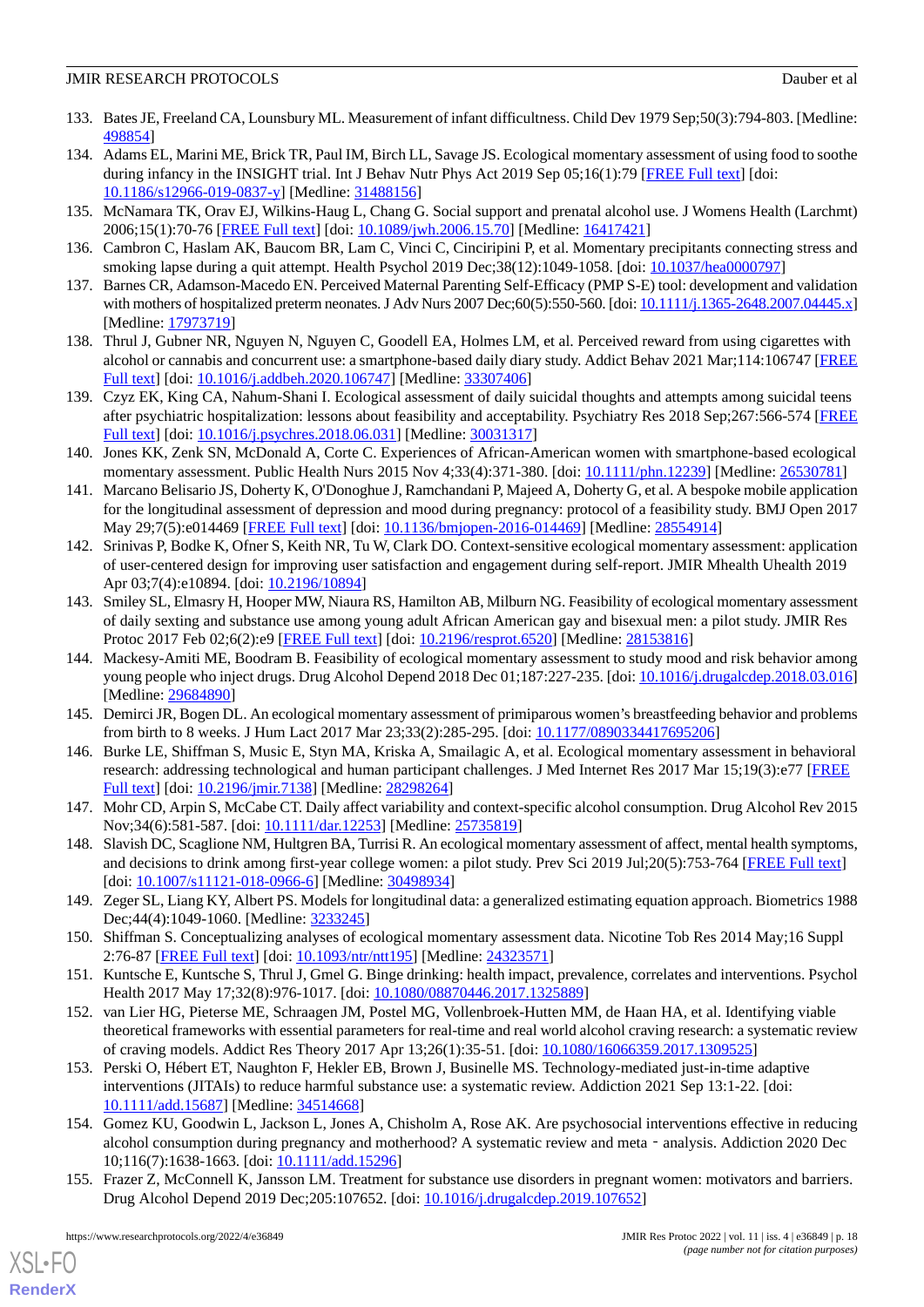133. Bates JE, Freeland CA, Lounsbury ML. Measurement of infant difficultness. Child Dev 1979 Sep;50(3):794-803. [Medline: 498854]
134. Adams EL, Marini ME, Brick TR, Paul IM, Birch LL, Savage JS. Ecological momentary assessment of using food to soothe during infancy in the INSIGHT trial. Int J Behav Nutr Phys Act 2019 Sep 05;16(1):79 [FREE Full text] [doi: 10.1186/s12966-019-0837-y] [Medline: 31488156]
135. McNamara TK, Orav EJ, Wilkins-Haug L, Chang G. Social support and prenatal alcohol use. J Womens Health (Larchmt) 2006;15(1):70-76 [FREE Full text] [doi: 10.1089/jwh.2006.15.70] [Medline: 16417421]
136. Cambron C, Haslam AK, Baucom BR, Lam C, Vinci C, Cinciripini P, et al. Momentary precipitants connecting stress and smoking lapse during a quit attempt. Health Psychol 2019 Dec;38(12):1049-1058. [doi: 10.1037/hea0000797]
137. Barnes CR, Adamson-Macedo EN. Perceived Maternal Parenting Self-Efficacy (PMP S-E) tool: development and validation with mothers of hospitalized preterm neonates. J Adv Nurs 2007 Dec;60(5):550-560. [doi: 10.1111/j.1365-2648.2007.04445.x] [Medline: 17973719]
138. Thrul J, Gubner NR, Nguyen N, Nguyen C, Goodell EA, Holmes LM, et al. Perceived reward from using cigarettes with alcohol or cannabis and concurrent use: a smartphone-based daily diary study. Addict Behav 2021 Mar;114:106747 [FREE Full text] [doi: 10.1016/j.addbeh.2020.106747] [Medline: 33307406]
139. Czyz EK, King CA, Nahum-Shani I. Ecological assessment of daily suicidal thoughts and attempts among suicidal teens after psychiatric hospitalization: lessons about feasibility and acceptability. Psychiatry Res 2018 Sep;267:566-574 [FREE Full text] [doi: 10.1016/j.psychres.2018.06.031] [Medline: 30031317]
140. Jones KK, Zenk SN, McDonald A, Corte C. Experiences of African-American women with smartphone-based ecological momentary assessment. Public Health Nurs 2015 Nov 4;33(4):371-380. [doi: 10.1111/phn.12239] [Medline: 26530781]
141. Marcano Belisario JS, Doherty K, O'Donoghue J, Ramchandani P, Majeed A, Doherty G, et al. A bespoke mobile application for the longitudinal assessment of depression and mood during pregnancy: protocol of a feasibility study. BMJ Open 2017 May 29;7(5):e014469 [FREE Full text] [doi: 10.1136/bmjopen-2016-014469] [Medline: 28554914]
142. Srinivas P, Bodke K, Ofner S, Keith NR, Tu W, Clark DO. Context-sensitive ecological momentary assessment: application of user-centered design for improving user satisfaction and engagement during self-report. JMIR Mhealth Uhealth 2019 Apr 03;7(4):e10894. [doi: 10.2196/10894]
143. Smiley SL, Elmasry H, Hooper MW, Niaura RS, Hamilton AB, Milburn NG. Feasibility of ecological momentary assessment of daily sexting and substance use among young adult African American gay and bisexual men: a pilot study. JMIR Res Protoc 2017 Feb 02;6(2):e9 [FREE Full text] [doi: 10.2196/resprot.6520] [Medline: 28153816]
144. Mackesy-Amiti ME, Boodram B. Feasibility of ecological momentary assessment to study mood and risk behavior among young people who inject drugs. Drug Alcohol Depend 2018 Dec 01;187:227-235. [doi: 10.1016/j.drugalcdep.2018.03.016] [Medline: 29684890]
145. Demirci JR, Bogen DL. An ecological momentary assessment of primiparous women's breastfeeding behavior and problems from birth to 8 weeks. J Hum Lact 2017 Mar 23;33(2):285-295. [doi: 10.1177/0890334417695206]
146. Burke LE, Shiffman S, Music E, Styn MA, Kriska A, Smailagic A, et al. Ecological momentary assessment in behavioral research: addressing technological and human participant challenges. J Med Internet Res 2017 Mar 15;19(3):e77 [FREE Full text] [doi: 10.2196/jmir.7138] [Medline: 28298264]
147. Mohr CD, Arpin S, McCabe CT. Daily affect variability and context-specific alcohol consumption. Drug Alcohol Rev 2015 Nov;34(6):581-587. [doi: 10.1111/dar.12253] [Medline: 25735819]
148. Slavish DC, Scaglione NM, Hultgren BA, Turrisi R. An ecological momentary assessment of affect, mental health symptoms, and decisions to drink among first-year college women: a pilot study. Prev Sci 2019 Jul;20(5):753-764 [FREE Full text] [doi: 10.1007/s11121-018-0966-6] [Medline: 30498934]
149. Zeger SL, Liang KY, Albert PS. Models for longitudinal data: a generalized estimating equation approach. Biometrics 1988 Dec;44(4):1049-1060. [Medline: 3233245]
150. Shiffman S. Conceptualizing analyses of ecological momentary assessment data. Nicotine Tob Res 2014 May;16 Suppl 2:76-87 [FREE Full text] [doi: 10.1093/ntr/ntt195] [Medline: 24323571]
151. Kuntsche E, Kuntsche S, Thrul J, Gmel G. Binge drinking: health impact, prevalence, correlates and interventions. Psychol Health 2017 May 17;32(8):976-1017. [doi: 10.1080/08870446.2017.1325889]
152. van Lier HG, Pieterse ME, Schraagen JM, Postel MG, Vollenbroek-Hutten MM, de Haan HA, et al. Identifying viable theoretical frameworks with essential parameters for real-time and real world alcohol craving research: a systematic review of craving models. Addict Res Theory 2017 Apr 13;26(1):35-51. [doi: 10.1080/16066359.2017.1309525]
153. Perski O, Hébert ET, Naughton F, Hekler EB, Brown J, Businelle MS. Technology-mediated just-in-time adaptive interventions (JITAIs) to reduce harmful substance use: a systematic review. Addiction 2021 Sep 13:1-22. [doi: 10.1111/add.15687] [Medline: 34514668]
154. Gomez KU, Goodwin L, Jackson L, Jones A, Chisholm A, Rose AK. Are psychosocial interventions effective in reducing alcohol consumption during pregnancy and motherhood? A systematic review and meta‐analysis. Addiction 2020 Dec 10;116(7):1638-1663. [doi: 10.1111/add.15296]
155. Frazer Z, McConnell K, Jansson LM. Treatment for substance use disorders in pregnant women: motivators and barriers. Drug Alcohol Depend 2019 Dec;205:107652. [doi: 10.1016/j.drugalcdep.2019.107652]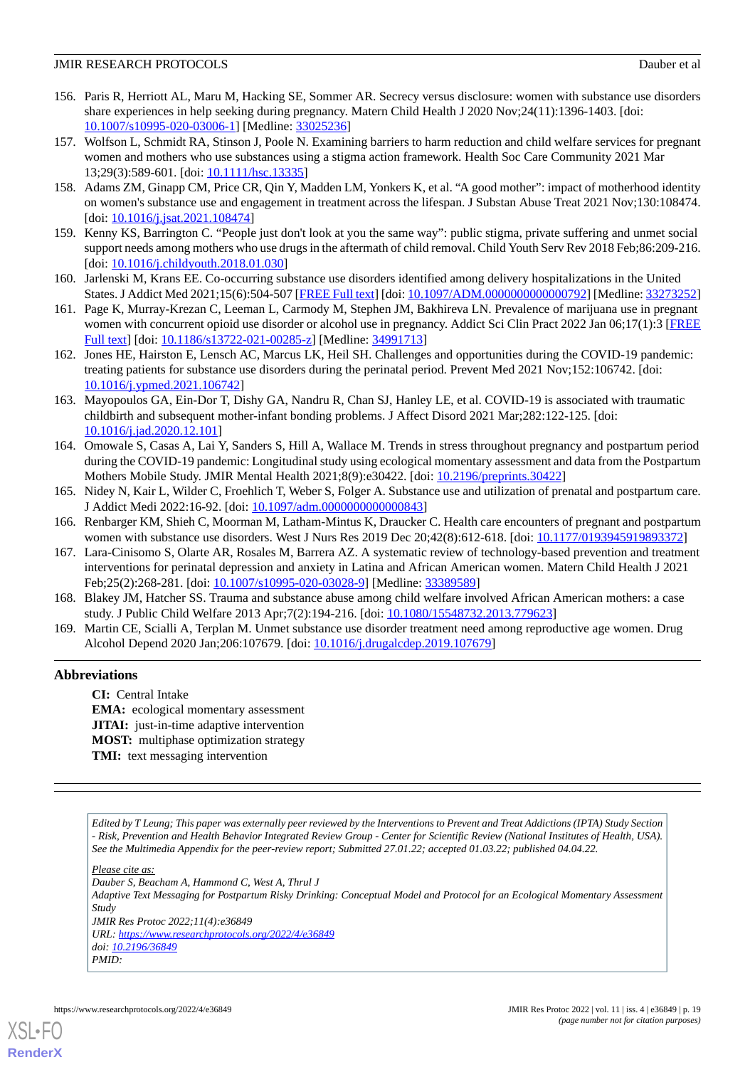156. Paris R, Herriott AL, Maru M, Hacking SE, Sommer AR. Secrecy versus disclosure: women with substance use disorders share experiences in help seeking during pregnancy. Matern Child Health J 2020 Nov;24(11):1396-1403. [doi: 10.1007/s10995-020-03006-1] [Medline: 33025236]
157. Wolfson L, Schmidt RA, Stinson J, Poole N. Examining barriers to harm reduction and child welfare services for pregnant women and mothers who use substances using a stigma action framework. Health Soc Care Community 2021 Mar 13;29(3):589-601. [doi: 10.1111/hsc.13335]
158. Adams ZM, Ginapp CM, Price CR, Qin Y, Madden LM, Yonkers K, et al. "A good mother": impact of motherhood identity on women's substance use and engagement in treatment across the lifespan. J Substan Abuse Treat 2021 Nov;130:108474. [doi: 10.1016/j.jsat.2021.108474]
159. Kenny KS, Barrington C. "People just don't look at you the same way": public stigma, private suffering and unmet social support needs among mothers who use drugs in the aftermath of child removal. Child Youth Serv Rev 2018 Feb;86:209-216. [doi: 10.1016/j.childyouth.2018.01.030]
160. Jarlenski M, Krans EE. Co-occurring substance use disorders identified among delivery hospitalizations in the United States. J Addict Med 2021;15(6):504-507 [FREE Full text] [doi: 10.1097/ADM.0000000000000792] [Medline: 33273252]
161. Page K, Murray-Krezan C, Leeman L, Carmody M, Stephen JM, Bakhireva LN. Prevalence of marijuana use in pregnant women with concurrent opioid use disorder or alcohol use in pregnancy. Addict Sci Clin Pract 2022 Jan 06;17(1):3 [FREE Full text] [doi: 10.1186/s13722-021-00285-z] [Medline: 34991713]
162. Jones HE, Hairston E, Lensch AC, Marcus LK, Heil SH. Challenges and opportunities during the COVID-19 pandemic: treating patients for substance use disorders during the perinatal period. Prevent Med 2021 Nov;152:106742. [doi: 10.1016/j.ypmed.2021.106742]
163. Mayopoulos GA, Ein-Dor T, Dishy GA, Nandru R, Chan SJ, Hanley LE, et al. COVID-19 is associated with traumatic childbirth and subsequent mother-infant bonding problems. J Affect Disord 2021 Mar;282:122-125. [doi: 10.1016/j.jad.2020.12.101]
164. Omowale S, Casas A, Lai Y, Sanders S, Hill A, Wallace M. Trends in stress throughout pregnancy and postpartum period during the COVID-19 pandemic: Longitudinal study using ecological momentary assessment and data from the Postpartum Mothers Mobile Study. JMIR Mental Health 2021;8(9):e30422. [doi: 10.2196/preprints.30422]
165. Nidey N, Kair L, Wilder C, Froehlich T, Weber S, Folger A. Substance use and utilization of prenatal and postpartum care. J Addict Medi 2022:16-92. [doi: 10.1097/adm.0000000000000843]
166. Renbarger KM, Shieh C, Moorman M, Latham-Mintus K, Draucker C. Health care encounters of pregnant and postpartum women with substance use disorders. West J Nurs Res 2019 Dec 20;42(8):612-618. [doi: 10.1177/0193945919893372]
167. Lara-Cinisomo S, Olarte AR, Rosales M, Barrera AZ. A systematic review of technology-based prevention and treatment interventions for perinatal depression and anxiety in Latina and African American women. Matern Child Health J 2021 Feb;25(2):268-281. [doi: 10.1007/s10995-020-03028-9] [Medline: 33389589]
168. Blakey JM, Hatcher SS. Trauma and substance abuse among child welfare involved African American mothers: a case study. J Public Child Welfare 2013 Apr;7(2):194-216. [doi: 10.1080/15548732.2013.779623]
169. Martin CE, Scialli A, Terplan M. Unmet substance use disorder treatment need among reproductive age women. Drug Alcohol Depend 2020 Jan;206:107679. [doi: 10.1016/j.drugalcdep.2019.107679]

## Abbreviations

**CI:** Central Intake
**EMA:** ecological momentary assessment
**JITAI:** just-in-time adaptive intervention
**MOST:** multiphase optimization strategy
**TMI:** text messaging intervention

*Edited by T Leung; This paper was externally peer reviewed by the Interventions to Prevent and Treat Addictions (IPTA) Study Section - Risk, Prevention and Health Behavior Integrated Review Group - Center for Scientific Review (National Institutes of Health, USA). See the Multimedia Appendix for the peer-review report; Submitted 27.01.22; accepted 01.03.22; published 04.04.22.*

*Please cite as:*
*Dauber S, Beacham A, Hammond C, West A, Thrul J*
*Adaptive Text Messaging for Postpartum Risky Drinking: Conceptual Model and Protocol for an Ecological Momentary Assessment Study*
*JMIR Res Protoc 2022;11(4):e36849*
*URL: https://www.researchprotocols.org/2022/4/e36849*
*doi: 10.2196/36849*
*PMID:*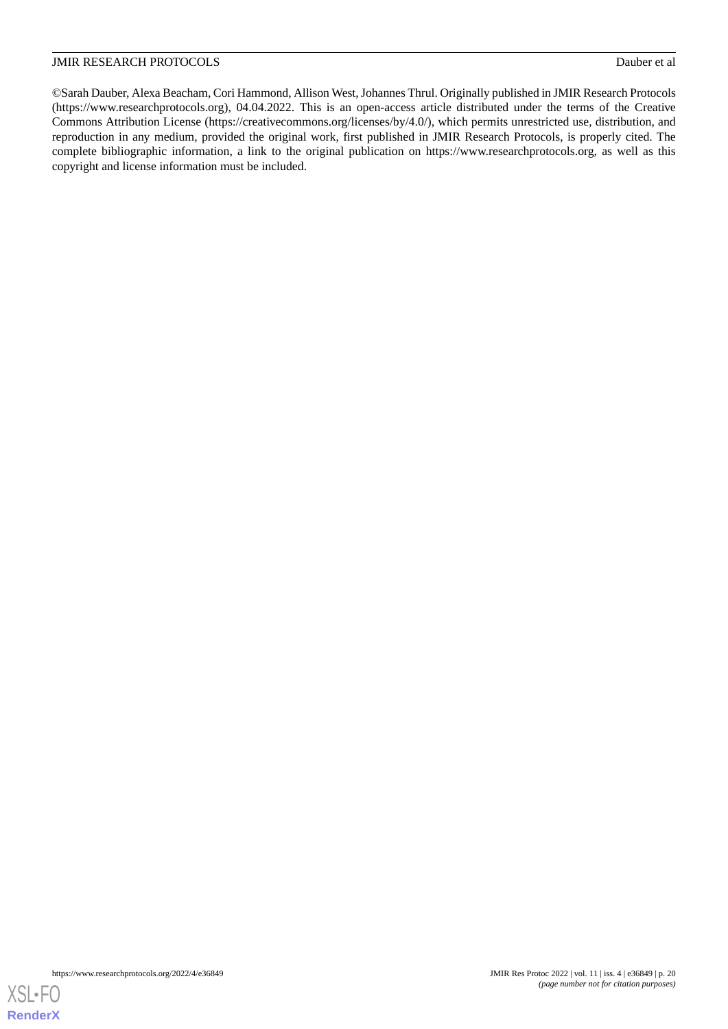©Sarah Dauber, Alexa Beacham, Cori Hammond, Allison West, Johannes Thrul. Originally published in JMIR Research Protocols (https://www.researchprotocols.org), 04.04.2022. This is an open-access article distributed under the terms of the Creative Commons Attribution License (https://creativecommons.org/licenses/by/4.0/), which permits unrestricted use, distribution, and reproduction in any medium, provided the original work, first published in JMIR Research Protocols, is properly cited. The complete bibliographic information, a link to the original publication on https://www.researchprotocols.org, as well as this copyright and license information must be included.